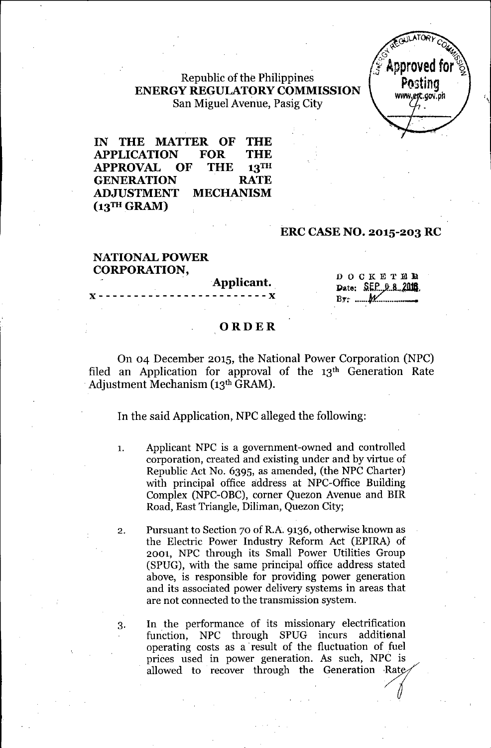Republic of the Philippines
**ENERGY REGULATORY COMMISSION**
San Miguel Avenue, Pasig City

**IN THE MATTER OF THE APPLICATION FOR THE APPROVAL OF THE 13TH GENERATION RATE ADJUSTMENT MECHANISM (13TH GRAM)**

**ERC CASE NO. 2015-203 RC**

**NATIONAL POWER CORPORATION,**
Applicant.
x - - - - - - - - - - - - - - - - - - - - - - - - x

DOCKETED
Date: SEP 08 2016
By: ______

## ORDER

On 04 December 2015, the National Power Corporation (NPC) filed an Application for approval of the 13th Generation Rate Adjustment Mechanism (13th GRAM).

In the said Application, NPC alleged the following:

1. Applicant NPC is a government-owned and controlled corporation, created and existing under and by virtue of Republic Act No. 6395, as amended, (the NPC Charter) with principal office address at NPC-Office Building Complex (NPC-OBC), corner Quezon Avenue and BIR Road, East Triangle, Diliman, Quezon City;

2. Pursuant to Section 70 of R.A. 9136, otherwise known as the Electric Power Industry Reform Act (EPIRA) of 2001, NPC through its Small Power Utilities Group (SPUG), with the same principal office address stated above, is responsible for providing power generation and its associated power delivery systems in areas that are not connected to the transmission system.

3. In the performance of its missionary electrification function, NPC through SPUG incurs additional operating costs as a result of the fluctuation of fuel prices used in power generation. As such, NPC is allowed to recover through the Generation Rate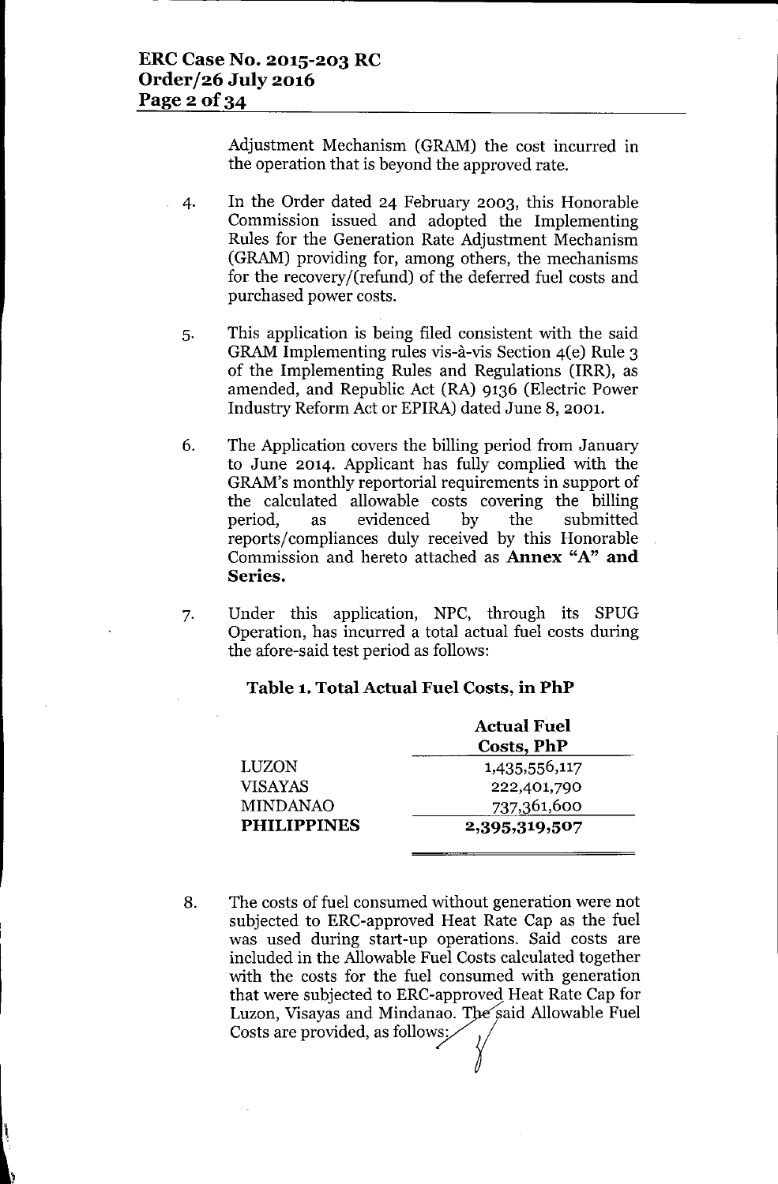Adjustment Mechanism (GRAM) the cost incurred in the operation that is beyond the approved rate.

4. In the Order dated 24 February 2003, this Honorable Commission issued and adopted the Implementing Rules for the Generation Rate Adjustment Mechanism (GRAM) providing for, among others, the mechanisms for the recovery/(refund) of the deferred fuel costs and purchased power costs.

5. This application is being filed consistent with the said GRAM Implementing rules vis-à-vis Section 4(e) Rule 3 of the Implementing Rules and Regulations (IRR), as amended, and Republic Act (RA) 9136 (Electric Power Industry Reform Act or EPIRA) dated June 8, 2001.

6. The Application covers the billing period from January to June 2014. Applicant has fully complied with the GRAM's monthly reportorial requirements in support of the calculated allowable costs covering the billing period, as evidenced by the submitted reports/compliances duly received by this Honorable Commission and hereto attached as **Annex "A" and Series.**

7. Under this application, NPC, through its SPUG Operation, has incurred a total actual fuel costs during the afore-said test period as follows:

**Table 1. Total Actual Fuel Costs, in PhP**

| | Actual Fuel Costs, PhP |
|---|---|
| LUZON | 1,435,556,117 |
| VISAYAS | 222,401,790 |
| MINDANAO | 737,361,600 |
| **PHILIPPINES** | **2,395,319,507** |

8. The costs of fuel consumed without generation were not subjected to ERC-approved Heat Rate Cap as the fuel was used during start-up operations. Said costs are included in the Allowable Fuel Costs calculated together with the costs for the fuel consumed with generation that were subjected to ERC-approved Heat Rate Cap for Luzon, Visayas and Mindanao. The said Allowable Fuel Costs are provided, as follows: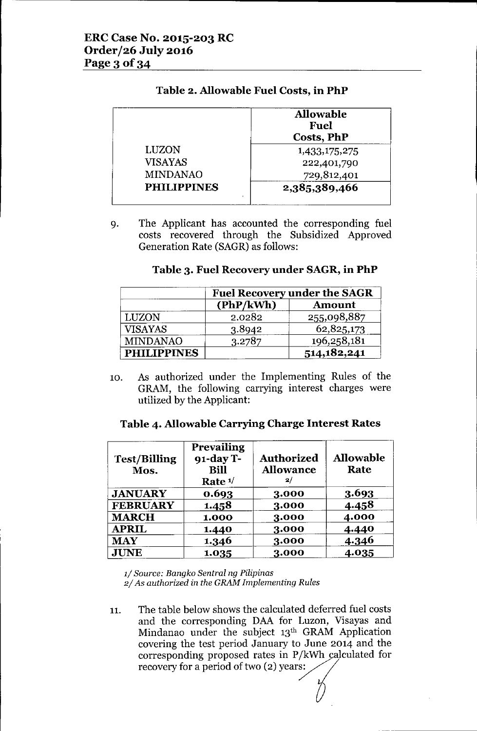**Table 2. Allowable Fuel Costs, in PhP**

| | Allowable Fuel Costs, PhP |
|---|---|
| LUZON | 1,433,175,275 |
| VISAYAS | 222,401,790 |
| MINDANAO | 729,812,401 |
| **PHILIPPINES** | **2,385,389,466** |

9. The Applicant has accounted the corresponding fuel costs recovered through the Subsidized Approved Generation Rate (SAGR) as follows:

**Table 3. Fuel Recovery under SAGR, in PhP**

| | Fuel Recovery under the SAGR | |
|---|---|---|
| | (PhP/kWh) | Amount |
| LUZON | 2.0282 | 255,098,887 |
| VISAYAS | 3.8942 | 62,825,173 |
| MINDANAO | 3.2787 | 196,258,181 |
| **PHILIPPINES** | | **514,182,241** |

10. As authorized under the Implementing Rules of the GRAM, the following carrying interest charges were utilized by the Applicant:

**Table 4. Allowable Carrying Charge Interest Rates**

| Test/Billing Mos. | Prevailing 91-day T-Bill Rate [1] | Authorized Allowance [2] | Allowable Rate |
|---|---|---|---|
| **JANUARY** | 0.693 | 3.000 | 3.693 |
| **FEBRUARY** | 1.458 | 3.000 | 4.458 |
| **MARCH** | 1.000 | 3.000 | 4.000 |
| **APRIL** | 1.440 | 3.000 | 4.440 |
| **MAY** | 1.346 | 3.000 | 4.346 |
| **JUNE** | 1.035 | 3.000 | 4.035 |

*1/ Source: Bangko Sentral ng Pilipinas*
*2/ As authorized in the GRAM Implementing Rules*

11. The table below shows the calculated deferred fuel costs and the corresponding DAA for Luzon, Visayas and Mindanao under the subject 13th GRAM Application covering the test period January to June 2014 and the corresponding proposed rates in P/kWh calculated for recovery for a period of two (2) years: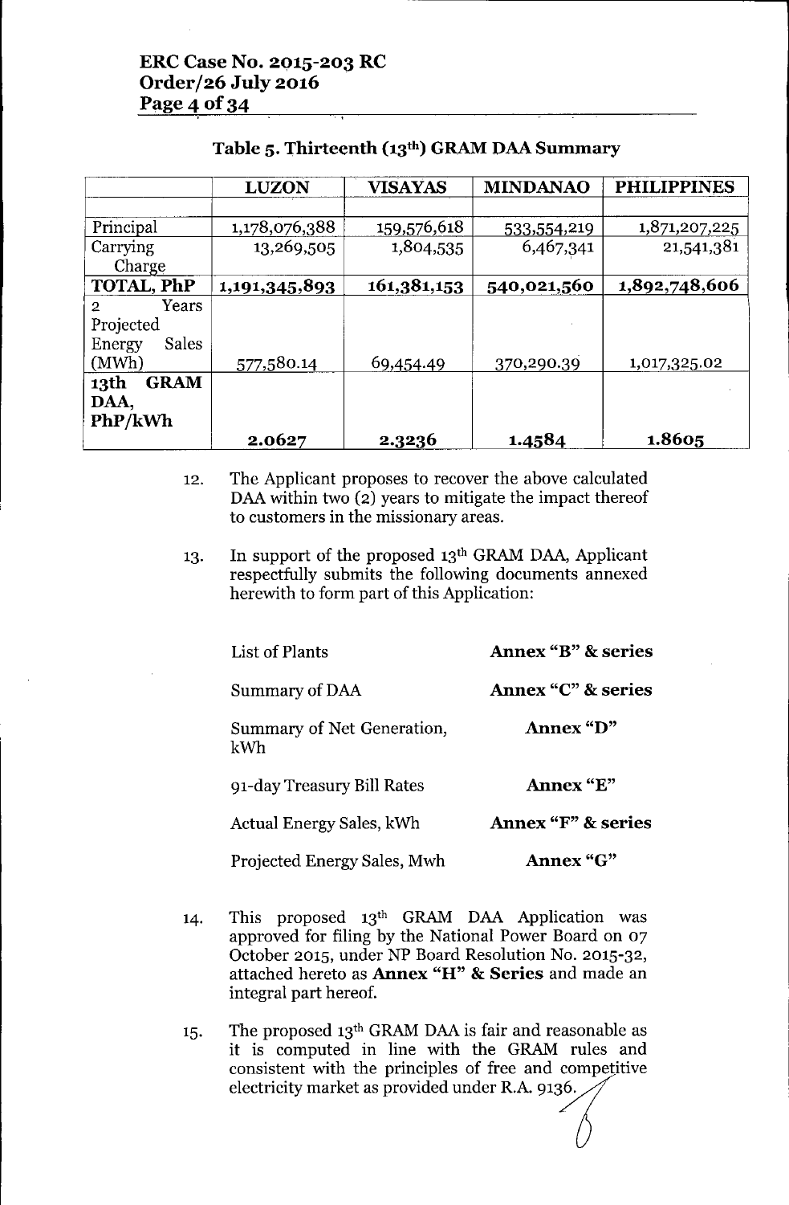**Table 5. Thirteenth (13th) GRAM DAA Summary**

| | LUZON | VISAYAS | MINDANAO | PHILIPPINES |
|---|---|---|---|---|
| | | | | |
| Principal | 1,178,076,388 | 159,576,618 | 533,554,219 | 1,871,207,225 |
| Carrying Charge | 13,269,505 | 1,804,535 | 6,467,341 | 21,541,381 |
| **TOTAL, PhP** | **1,191,345,893** | **161,381,153** | **540,021,560** | **1,892,748,606** |
| 2 Years Projected Energy Sales (MWh) | 577,580.14 | 69,454.49 | 370,290.39 | 1,017,325.02 |
| **13th GRAM DAA, PhP/kWh** | **2.0627** | **2.3236** | **1.4584** | **1.8605** |

12. The Applicant proposes to recover the above calculated DAA within two (2) years to mitigate the impact thereof to customers in the missionary areas.

13. In support of the proposed 13th GRAM DAA, Applicant respectfully submits the following documents annexed herewith to form part of this Application:

| | |
|---|---|
| List of Plants | **Annex "B" & series** |
| Summary of DAA | **Annex "C" & series** |
| Summary of Net Generation, kWh | **Annex "D"** |
| 91-day Treasury Bill Rates | **Annex "E"** |
| Actual Energy Sales, kWh | **Annex "F" & series** |
| Projected Energy Sales, Mwh | **Annex "G"** |

14. This proposed 13th GRAM DAA Application was approved for filing by the National Power Board on 07 October 2015, under NP Board Resolution No. 2015-32, attached hereto as **Annex "H" & Series** and made an integral part hereof.

15. The proposed 13th GRAM DAA is fair and reasonable as it is computed in line with the GRAM rules and consistent with the principles of free and competitive electricity market as provided under R.A. 9136.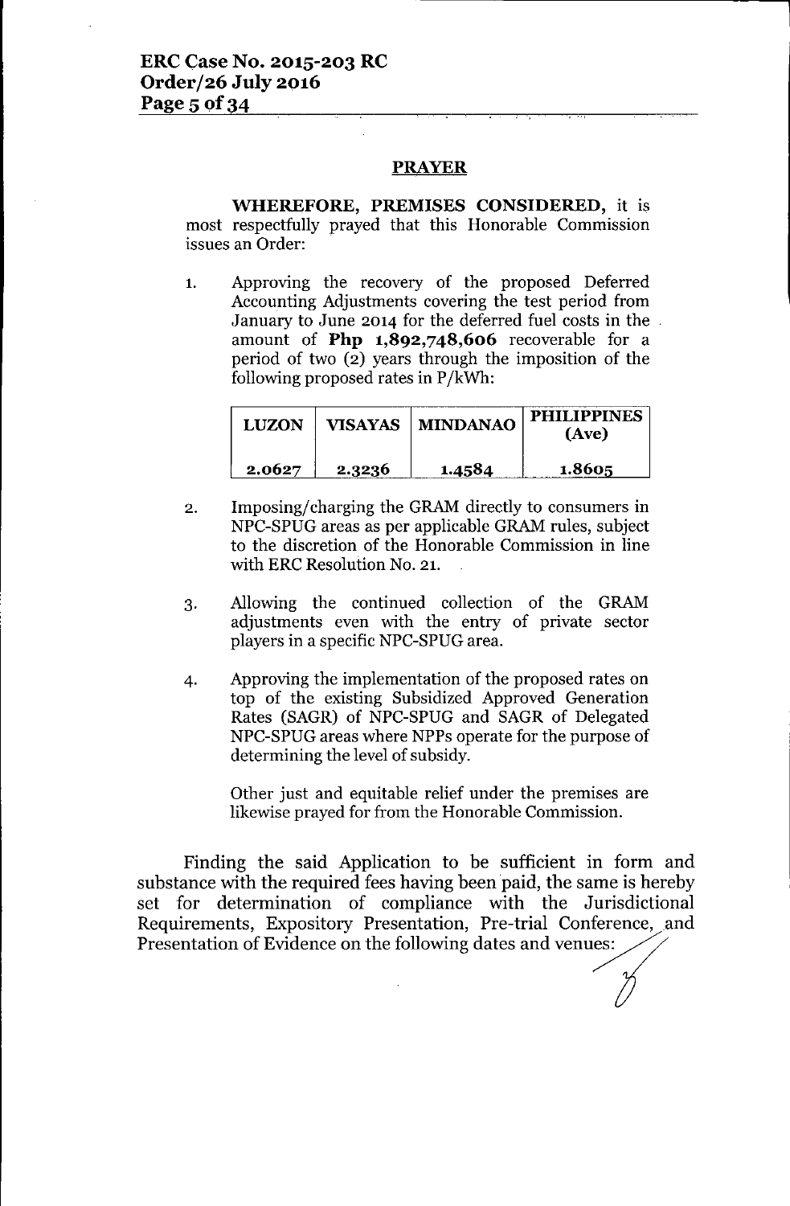## PRAYER

**WHEREFORE, PREMISES CONSIDERED,** it is most respectfully prayed that this Honorable Commission issues an Order:

1. Approving the recovery of the proposed Deferred Accounting Adjustments covering the test period from January to June 2014 for the deferred fuel costs in the amount of **Php 1,892,748,606** recoverable for a period of two (2) years through the imposition of the following proposed rates in P/kWh:

| LUZON | VISAYAS | MINDANAO | PHILIPPINES (Ave) |
|---|---|---|---|
| 2.0627 | 2.3236 | 1.4584 | 1.8605 |

2. Imposing/charging the GRAM directly to consumers in NPC-SPUG areas as per applicable GRAM rules, subject to the discretion of the Honorable Commission in line with ERC Resolution No. 21.

3. Allowing the continued collection of the GRAM adjustments even with the entry of private sector players in a specific NPC-SPUG area.

4. Approving the implementation of the proposed rates on top of the existing Subsidized Approved Generation Rates (SAGR) of NPC-SPUG and SAGR of Delegated NPC-SPUG areas where NPPs operate for the purpose of determining the level of subsidy.

   Other just and equitable relief under the premises are likewise prayed for from the Honorable Commission.

Finding the said Application to be sufficient in form and substance with the required fees having been paid, the same is hereby set for determination of compliance with the Jurisdictional Requirements, Expository Presentation, Pre-trial Conference, and Presentation of Evidence on the following dates and venues: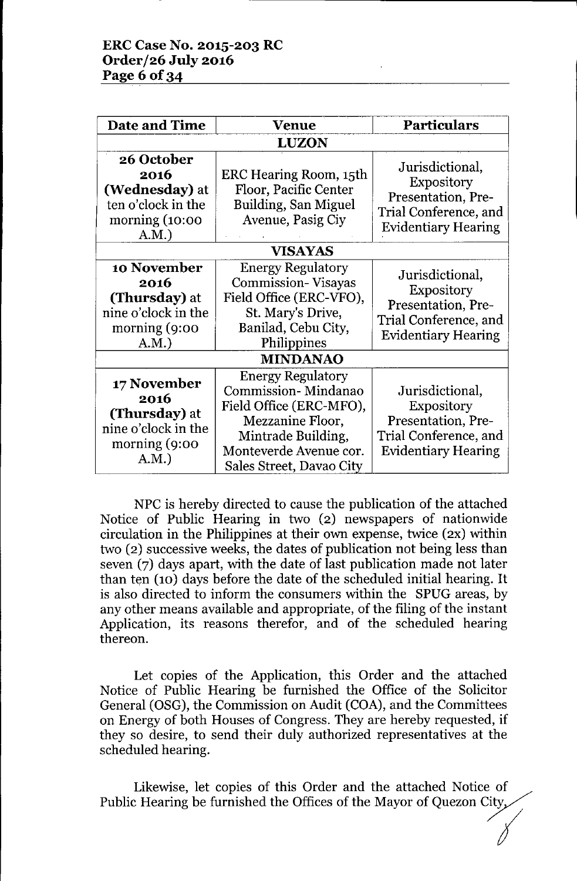| Date and Time | Venue | Particulars |
|---|---|---|
| **LUZON** | | |
| **26 October 2016 (Wednesday)** at ten o'clock in the morning (10:00 A.M.) | ERC Hearing Room, 15th Floor, Pacific Center Building, San Miguel Avenue, Pasig Ciy | Jurisdictional, Expository Presentation, Pre-Trial Conference, and Evidentiary Hearing |
| **VISAYAS** | | |
| **10 November 2016 (Thursday)** at nine o'clock in the morning (9:00 A.M.) | Energy Regulatory Commission- Visayas Field Office (ERC-VFO), St. Mary's Drive, Banilad, Cebu City, Philippines | Jurisdictional, Expository Presentation, Pre-Trial Conference, and Evidentiary Hearing |
| **MINDANAO** | | |
| **17 November 2016 (Thursday)** at nine o'clock in the morning (9:00 A.M.) | Energy Regulatory Commission- Mindanao Field Office (ERC-MFO), Mezzanine Floor, Mintrade Building, Monteverde Avenue cor. Sales Street, Davao City | Jurisdictional, Expository Presentation, Pre-Trial Conference, and Evidentiary Hearing |

NPC is hereby directed to cause the publication of the attached Notice of Public Hearing in two (2) newspapers of nationwide circulation in the Philippines at their own expense, twice (2x) within two (2) successive weeks, the dates of publication not being less than seven (7) days apart, with the date of last publication made not later than ten (10) days before the date of the scheduled initial hearing. It is also directed to inform the consumers within the SPUG areas, by any other means available and appropriate, of the filing of the instant Application, its reasons therefor, and of the scheduled hearing thereon.

Let copies of the Application, this Order and the attached Notice of Public Hearing be furnished the Office of the Solicitor General (OSG), the Commission on Audit (COA), and the Committees on Energy of both Houses of Congress. They are hereby requested, if they so desire, to send their duly authorized representatives at the scheduled hearing.

Likewise, let copies of this Order and the attached Notice of Public Hearing be furnished the Offices of the Mayor of Quezon City,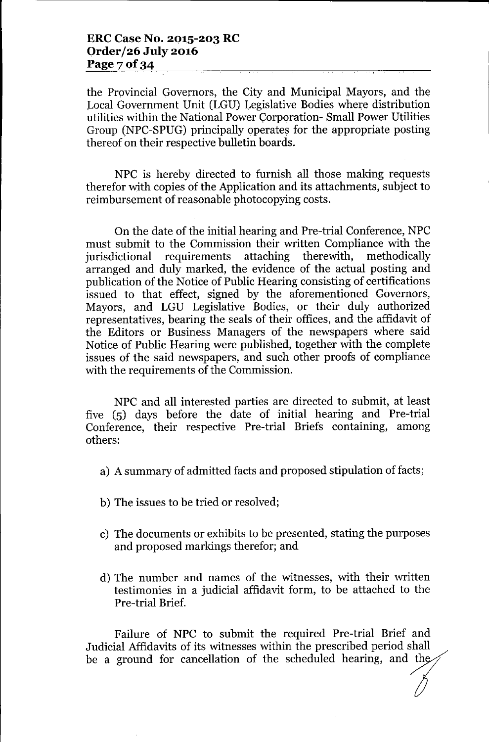the Provincial Governors, the City and Municipal Mayors, and the Local Government Unit (LGU) Legislative Bodies where distribution utilities within the National Power Corporation- Small Power Utilities Group (NPC-SPUG) principally operates for the appropriate posting thereof on their respective bulletin boards.

NPC is hereby directed to furnish all those making requests therefor with copies of the Application and its attachments, subject to reimbursement of reasonable photocopying costs.

On the date of the initial hearing and Pre-trial Conference, NPC must submit to the Commission their written Compliance with the jurisdictional requirements attaching therewith, methodically arranged and duly marked, the evidence of the actual posting and publication of the Notice of Public Hearing consisting of certifications issued to that effect, signed by the aforementioned Governors, Mayors, and LGU Legislative Bodies, or their duly authorized representatives, bearing the seals of their offices, and the affidavit of the Editors or Business Managers of the newspapers where said Notice of Public Hearing were published, together with the complete issues of the said newspapers, and such other proofs of compliance with the requirements of the Commission.

NPC and all interested parties are directed to submit, at least five (5) days before the date of initial hearing and Pre-trial Conference, their respective Pre-trial Briefs containing, among others:

a) A summary of admitted facts and proposed stipulation of facts;

b) The issues to be tried or resolved;

c) The documents or exhibits to be presented, stating the purposes and proposed markings therefor; and

d) The number and names of the witnesses, with their written testimonies in a judicial affidavit form, to be attached to the Pre-trial Brief.

Failure of NPC to submit the required Pre-trial Brief and Judicial Affidavits of its witnesses within the prescribed period shall be a ground for cancellation of the scheduled hearing, and the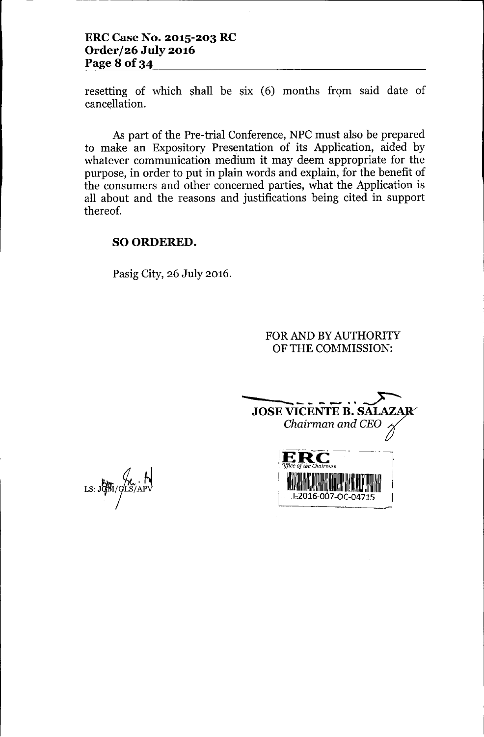resetting of which shall be six (6) months from said date of cancellation.

As part of the Pre-trial Conference, NPC must also be prepared to make an Expository Presentation of its Application, aided by whatever communication medium it may deem appropriate for the purpose, in order to put in plain words and explain, for the benefit of the consumers and other concerned parties, what the Application is all about and the reasons and justifications being cited in support thereof.

**SO ORDERED.**

Pasig City, 26 July 2016.

FOR AND BY AUTHORITY
OF THE COMMISSION:

**JOSE VICENTE B. SALAZAR**
*Chairman and CEO*

ERC
*Office of the Chairman*
I-2016-007-OC-04715

LS: JGM/GLS/APV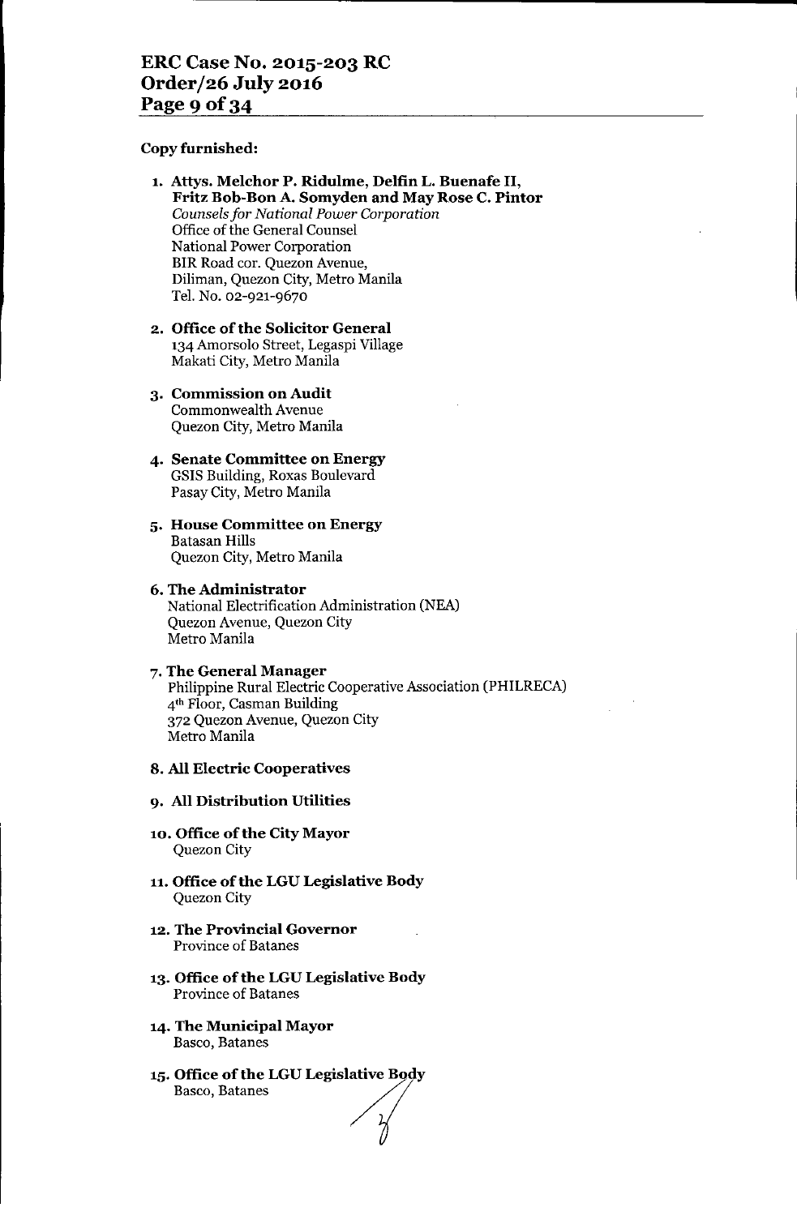**Copy furnished:**

1. **Attys. Melchor P. Ridulme, Delfin L. Buenafe II, Fritz Bob-Bon A. Somyden and May Rose C. Pintor**
   *Counsels for National Power Corporation*
   Office of the General Counsel
   National Power Corporation
   BIR Road cor. Quezon Avenue,
   Diliman, Quezon City, Metro Manila
   Tel. No. 02-921-9670

2. **Office of the Solicitor General**
   134 Amorsolo Street, Legaspi Village
   Makati City, Metro Manila

3. **Commission on Audit**
   Commonwealth Avenue
   Quezon City, Metro Manila

4. **Senate Committee on Energy**
   GSIS Building, Roxas Boulevard
   Pasay City, Metro Manila

5. **House Committee on Energy**
   Batasan Hills
   Quezon City, Metro Manila

6. **The Administrator**
   National Electrification Administration (NEA)
   Quezon Avenue, Quezon City
   Metro Manila

7. **The General Manager**
   Philippine Rural Electric Cooperative Association (PHILRECA)
   4th Floor, Casman Building
   372 Quezon Avenue, Quezon City
   Metro Manila

8. **All Electric Cooperatives**

9. **All Distribution Utilities**

10. **Office of the City Mayor**
    Quezon City

11. **Office of the LGU Legislative Body**
    Quezon City

12. **The Provincial Governor**
    Province of Batanes

13. **Office of the LGU Legislative Body**
    Province of Batanes

14. **The Municipal Mayor**
    Basco, Batanes

15. **Office of the LGU Legislative Body**
    Basco, Batanes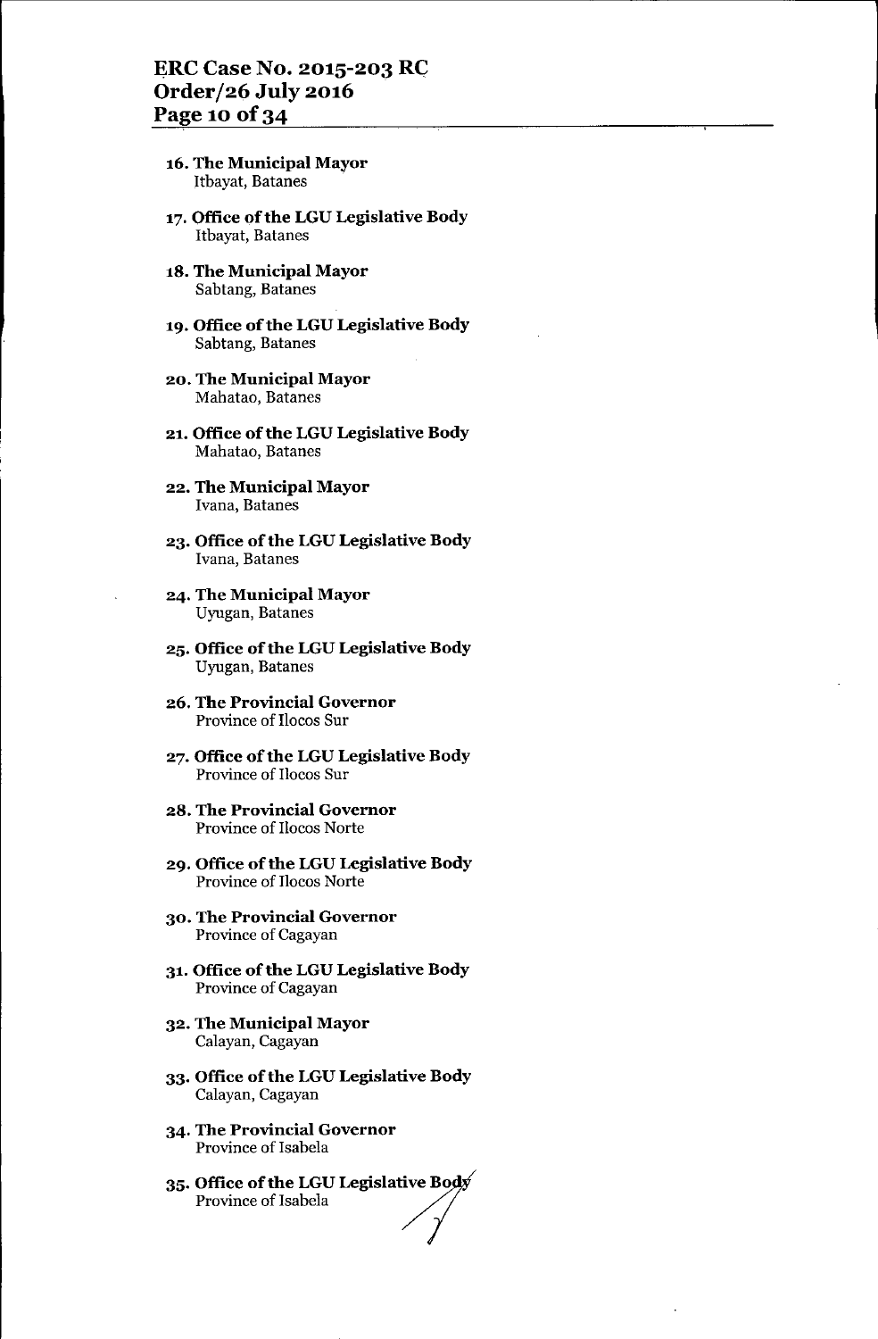16. **The Municipal Mayor**
    Itbayat, Batanes

17. **Office of the LGU Legislative Body**
    Itbayat, Batanes

18. **The Municipal Mayor**
    Sabtang, Batanes

19. **Office of the LGU Legislative Body**
    Sabtang, Batanes

20. **The Municipal Mayor**
    Mahatao, Batanes

21. **Office of the LGU Legislative Body**
    Mahatao, Batanes

22. **The Municipal Mayor**
    Ivana, Batanes

23. **Office of the LGU Legislative Body**
    Ivana, Batanes

24. **The Municipal Mayor**
    Uyugan, Batanes

25. **Office of the LGU Legislative Body**
    Uyugan, Batanes

26. **The Provincial Governor**
    Province of Ilocos Sur

27. **Office of the LGU Legislative Body**
    Province of Ilocos Sur

28. **The Provincial Governor**
    Province of Ilocos Norte

29. **Office of the LGU Legislative Body**
    Province of Ilocos Norte

30. **The Provincial Governor**
    Province of Cagayan

31. **Office of the LGU Legislative Body**
    Province of Cagayan

32. **The Municipal Mayor**
    Calayan, Cagayan

33. **Office of the LGU Legislative Body**
    Calayan, Cagayan

34. **The Provincial Governor**
    Province of Isabela

35. **Office of the LGU Legislative Body**
    Province of Isabela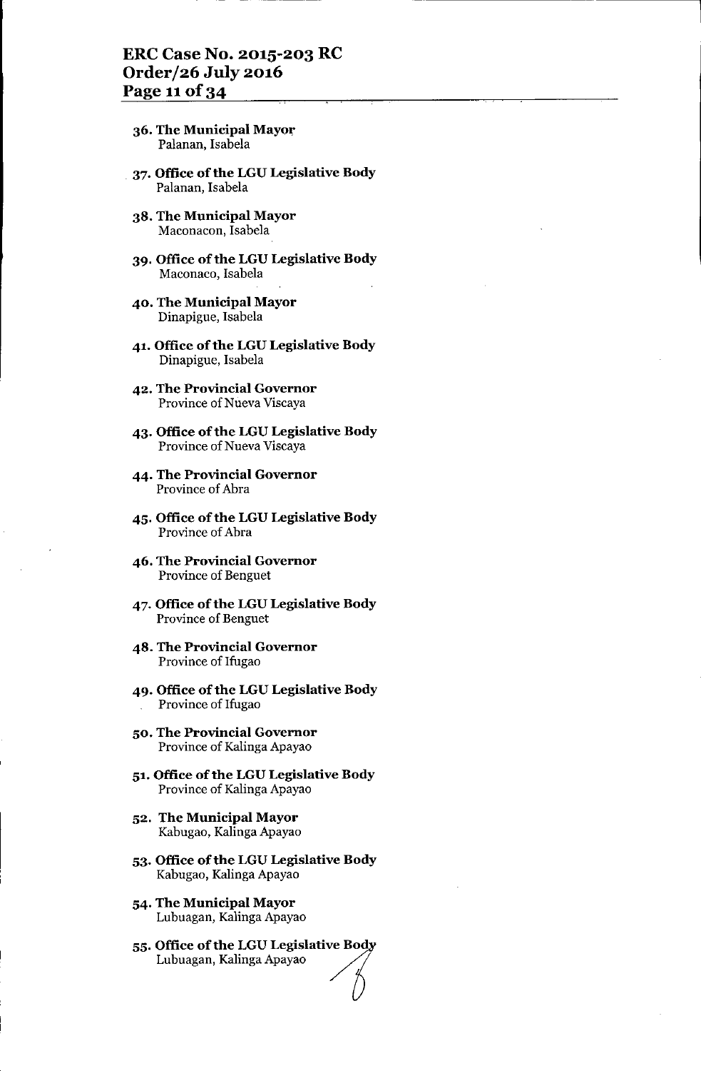36. **The Municipal Mayor**
    Palanan, Isabela

37. **Office of the LGU Legislative Body**
    Palanan, Isabela

38. **The Municipal Mayor**
    Maconacon, Isabela

39. **Office of the LGU Legislative Body**
    Maconaco, Isabela

40. **The Municipal Mayor**
    Dinapigue, Isabela

41. **Office of the LGU Legislative Body**
    Dinapigue, Isabela

42. **The Provincial Governor**
    Province of Nueva Viscaya

43. **Office of the LGU Legislative Body**
    Province of Nueva Viscaya

44. **The Provincial Governor**
    Province of Abra

45. **Office of the LGU Legislative Body**
    Province of Abra

46. **The Provincial Governor**
    Province of Benguet

47. **Office of the LGU Legislative Body**
    Province of Benguet

48. **The Provincial Governor**
    Province of Ifugao

49. **Office of the LGU Legislative Body**
    Province of Ifugao

50. **The Provincial Governor**
    Province of Kalinga Apayao

51. **Office of the LGU Legislative Body**
    Province of Kalinga Apayao

52. **The Municipal Mayor**
    Kabugao, Kalinga Apayao

53. **Office of the LGU Legislative Body**
    Kabugao, Kalinga Apayao

54. **The Municipal Mayor**
    Lubuagan, Kalinga Apayao

55. **Office of the LGU Legislative Body**
    Lubuagan, Kalinga Apayao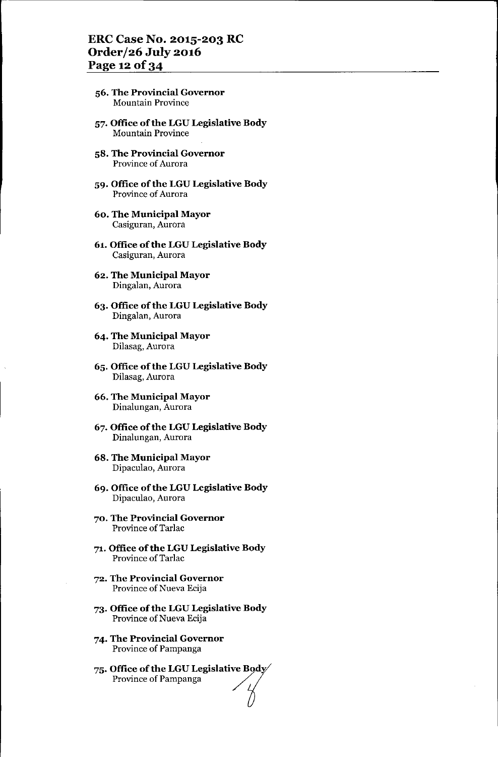56. **The Provincial Governor**
    Mountain Province

57. **Office of the LGU Legislative Body**
    Mountain Province

58. **The Provincial Governor**
    Province of Aurora

59. **Office of the LGU Legislative Body**
    Province of Aurora

60. **The Municipal Mayor**
    Casiguran, Aurora

61. **Office of the LGU Legislative Body**
    Casiguran, Aurora

62. **The Municipal Mayor**
    Dingalan, Aurora

63. **Office of the LGU Legislative Body**
    Dingalan, Aurora

64. **The Municipal Mayor**
    Dilasag, Aurora

65. **Office of the LGU Legislative Body**
    Dilasag, Aurora

66. **The Municipal Mayor**
    Dinalungan, Aurora

67. **Office of the LGU Legislative Body**
    Dinalungan, Aurora

68. **The Municipal Mayor**
    Dipaculao, Aurora

69. **Office of the LGU Legislative Body**
    Dipaculao, Aurora

70. **The Provincial Governor**
    Province of Tarlac

71. **Office of the LGU Legislative Body**
    Province of Tarlac

72. **The Provincial Governor**
    Province of Nueva Ecija

73. **Office of the LGU Legislative Body**
    Province of Nueva Ecija

74. **The Provincial Governor**
    Province of Pampanga

75. **Office of the LGU Legislative Body**
    Province of Pampanga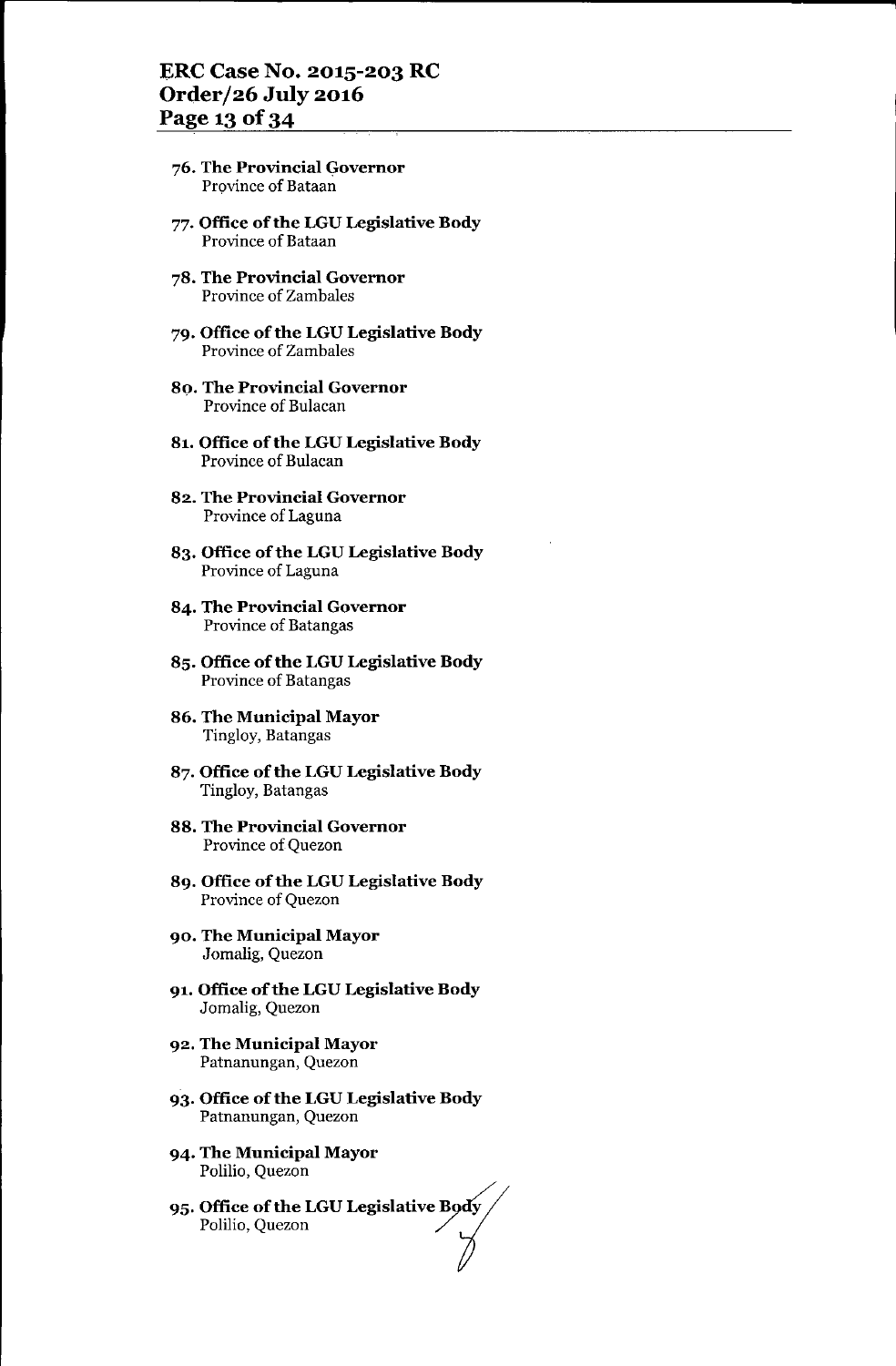76. **The Provincial Governor**
    Province of Bataan

77. **Office of the LGU Legislative Body**
    Province of Bataan

78. **The Provincial Governor**
    Province of Zambales

79. **Office of the LGU Legislative Body**
    Province of Zambales

80. **The Provincial Governor**
    Province of Bulacan

81. **Office of the LGU Legislative Body**
    Province of Bulacan

82. **The Provincial Governor**
    Province of Laguna

83. **Office of the LGU Legislative Body**
    Province of Laguna

84. **The Provincial Governor**
    Province of Batangas

85. **Office of the LGU Legislative Body**
    Province of Batangas

86. **The Municipal Mayor**
    Tingloy, Batangas

87. **Office of the LGU Legislative Body**
    Tingloy, Batangas

88. **The Provincial Governor**
    Province of Quezon

89. **Office of the LGU Legislative Body**
    Province of Quezon

90. **The Municipal Mayor**
    Jomalig, Quezon

91. **Office of the LGU Legislative Body**
    Jomalig, Quezon

92. **The Municipal Mayor**
    Patnanungan, Quezon

93. **Office of the LGU Legislative Body**
    Patnanungan, Quezon

94. **The Municipal Mayor**
    Polilio, Quezon

95. **Office of the LGU Legislative Body**
    Polilio, Quezon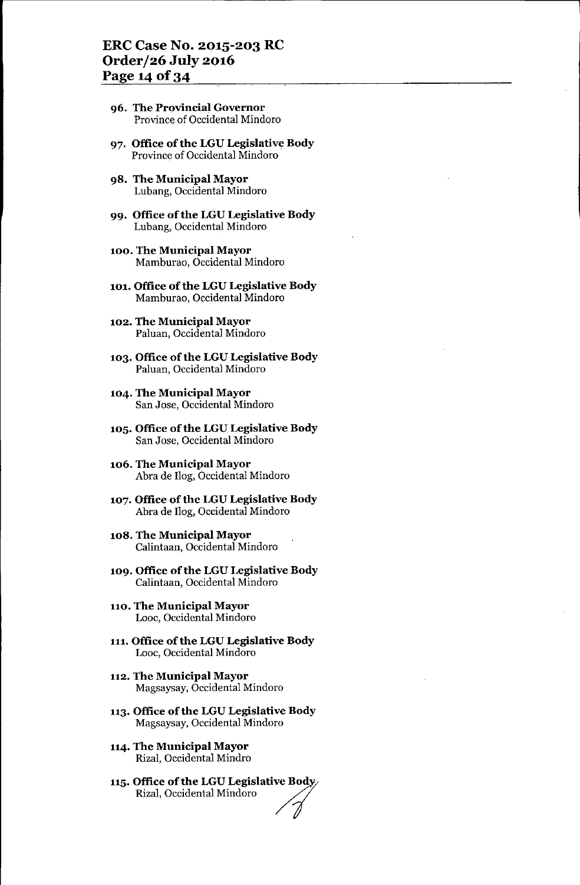96. **The Provincial Governor**
    Province of Occidental Mindoro

97. **Office of the LGU Legislative Body**
    Province of Occidental Mindoro

98. **The Municipal Mayor**
    Lubang, Occidental Mindoro

99. **Office of the LGU Legislative Body**
    Lubang, Occidental Mindoro

100. **The Municipal Mayor**
     Mamburao, Occidental Mindoro

101. **Office of the LGU Legislative Body**
     Mamburao, Occidental Mindoro

102. **The Municipal Mayor**
     Paluan, Occidental Mindoro

103. **Office of the LGU Legislative Body**
     Paluan, Occidental Mindoro

104. **The Municipal Mayor**
     San Jose, Occidental Mindoro

105. **Office of the LGU Legislative Body**
     San Jose, Occidental Mindoro

106. **The Municipal Mayor**
     Abra de Ilog, Occidental Mindoro

107. **Office of the LGU Legislative Body**
     Abra de Ilog, Occidental Mindoro

108. **The Municipal Mayor**
     Calintaan, Occidental Mindoro

109. **Office of the LGU Legislative Body**
     Calintaan, Occidental Mindoro

110. **The Municipal Mayor**
     Looc, Occidental Mindoro

111. **Office of the LGU Legislative Body**
     Looc, Occidental Mindoro

112. **The Municipal Mayor**
     Magsaysay, Occidental Mindoro

113. **Office of the LGU Legislative Body**
     Magsaysay, Occidental Mindoro

114. **The Municipal Mayor**
     Rizal, Occidental Mindro

115. **Office of the LGU Legislative Body**
     Rizal, Occidental Mindoro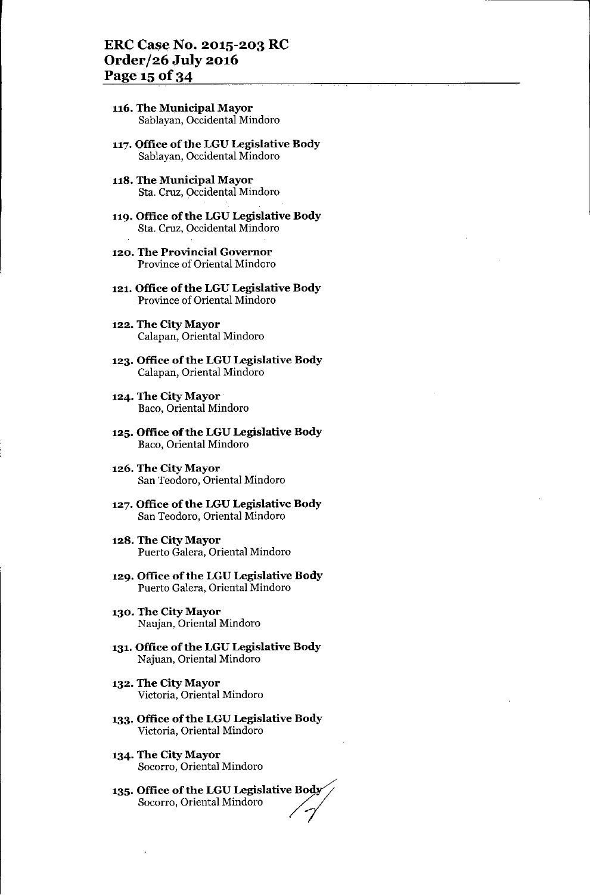116. **The Municipal Mayor**
     Sablayan, Occidental Mindoro

117. **Office of the LGU Legislative Body**
     Sablayan, Occidental Mindoro

118. **The Municipal Mayor**
     Sta. Cruz, Occidental Mindoro

119. **Office of the LGU Legislative Body**
     Sta. Cruz, Occidental Mindoro

120. **The Provincial Governor**
     Province of Oriental Mindoro

121. **Office of the LGU Legislative Body**
     Province of Oriental Mindoro

122. **The City Mayor**
     Calapan, Oriental Mindoro

123. **Office of the LGU Legislative Body**
     Calapan, Oriental Mindoro

124. **The City Mayor**
     Baco, Oriental Mindoro

125. **Office of the LGU Legislative Body**
     Baco, Oriental Mindoro

126. **The City Mayor**
     San Teodoro, Oriental Mindoro

127. **Office of the LGU Legislative Body**
     San Teodoro, Oriental Mindoro

128. **The City Mayor**
     Puerto Galera, Oriental Mindoro

129. **Office of the LGU Legislative Body**
     Puerto Galera, Oriental Mindoro

130. **The City Mayor**
     Naujan, Oriental Mindoro

131. **Office of the LGU Legislative Body**
     Najuan, Oriental Mindoro

132. **The City Mayor**
     Victoria, Oriental Mindoro

133. **Office of the LGU Legislative Body**
     Victoria, Oriental Mindoro

134. **The City Mayor**
     Socorro, Oriental Mindoro

135. **Office of the LGU Legislative Body**
     Socorro, Oriental Mindoro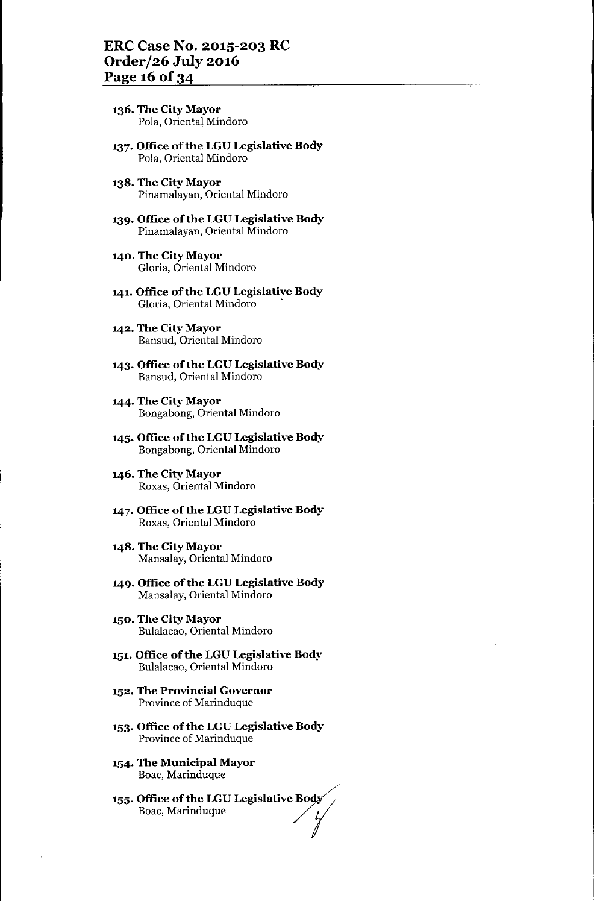136. **The City Mayor**
    Pola, Oriental Mindoro

137. **Office of the LGU Legislative Body**
    Pola, Oriental Mindoro

138. **The City Mayor**
    Pinamalayan, Oriental Mindoro

139. **Office of the LGU Legislative Body**
    Pinamalayan, Oriental Mindoro

140. **The City Mayor**
    Gloria, Oriental Mindoro

141. **Office of the LGU Legislative Body**
    Gloria, Oriental Mindoro

142. **The City Mayor**
    Bansud, Oriental Mindoro

143. **Office of the LGU Legislative Body**
    Bansud, Oriental Mindoro

144. **The City Mayor**
    Bongabong, Oriental Mindoro

145. **Office of the LGU Legislative Body**
    Bongabong, Oriental Mindoro

146. **The City Mayor**
    Roxas, Oriental Mindoro

147. **Office of the LGU Legislative Body**
    Roxas, Oriental Mindoro

148. **The City Mayor**
    Mansalay, Oriental Mindoro

149. **Office of the LGU Legislative Body**
    Mansalay, Oriental Mindoro

150. **The City Mayor**
    Bulalacao, Oriental Mindoro

151. **Office of the LGU Legislative Body**
    Bulalacao, Oriental Mindoro

152. **The Provincial Governor**
    Province of Marinduque

153. **Office of the LGU Legislative Body**
    Province of Marinduque

154. **The Municipal Mayor**
    Boac, Marinduque

155. **Office of the LGU Legislative Body**
    Boac, Marinduque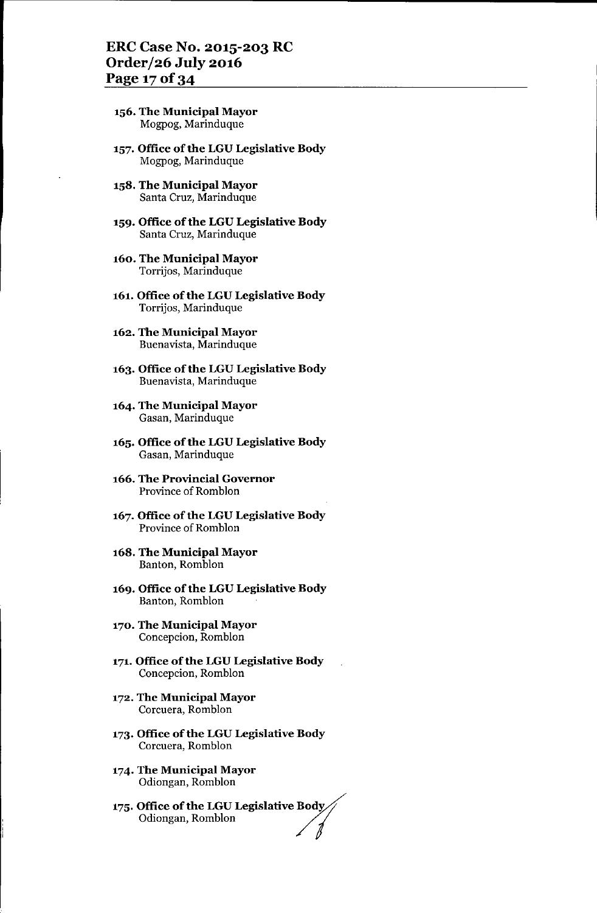156. **The Municipal Mayor**
Mogpog, Marinduque

157. **Office of the LGU Legislative Body**
Mogpog, Marinduque

158. **The Municipal Mayor**
Santa Cruz, Marinduque

159. **Office of the LGU Legislative Body**
Santa Cruz, Marinduque

160. **The Municipal Mayor**
Torrijos, Marinduque

161. **Office of the LGU Legislative Body**
Torrijos, Marinduque

162. **The Municipal Mayor**
Buenavista, Marinduque

163. **Office of the LGU Legislative Body**
Buenavista, Marinduque

164. **The Municipal Mayor**
Gasan, Marinduque

165. **Office of the LGU Legislative Body**
Gasan, Marinduque

166. **The Provincial Governor**
Province of Romblon

167. **Office of the LGU Legislative Body**
Province of Romblon

168. **The Municipal Mayor**
Banton, Romblon

169. **Office of the LGU Legislative Body**
Banton, Romblon

170. **The Municipal Mayor**
Concepcion, Romblon

171. **Office of the LGU Legislative Body**
Concepcion, Romblon

172. **The Municipal Mayor**
Corcuera, Romblon

173. **Office of the LGU Legislative Body**
Corcuera, Romblon

174. **The Municipal Mayor**
Odiongan, Romblon

175. **Office of the LGU Legislative Body**
Odiongan, Romblon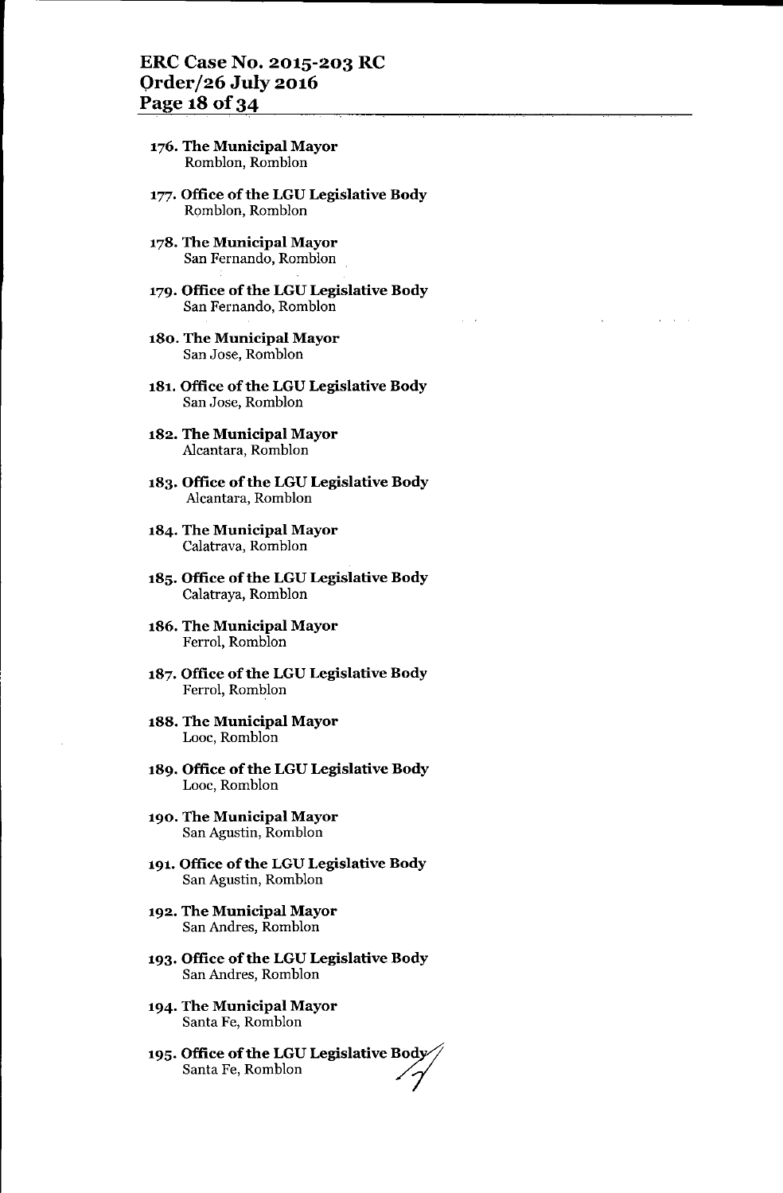176. **The Municipal Mayor**
    Romblon, Romblon

177. **Office of the LGU Legislative Body**
    Romblon, Romblon

178. **The Municipal Mayor**
    San Fernando, Romblon

179. **Office of the LGU Legislative Body**
    San Fernando, Romblon

180. **The Municipal Mayor**
    San Jose, Romblon

181. **Office of the LGU Legislative Body**
    San Jose, Romblon

182. **The Municipal Mayor**
    Alcantara, Romblon

183. **Office of the LGU Legislative Body**
    Alcantara, Romblon

184. **The Municipal Mayor**
    Calatrava, Romblon

185. **Office of the LGU Legislative Body**
    Calatraya, Romblon

186. **The Municipal Mayor**
    Ferrol, Romblon

187. **Office of the LGU Legislative Body**
    Ferrol, Romblon

188. **The Municipal Mayor**
    Looc, Romblon

189. **Office of the LGU Legislative Body**
    Looc, Romblon

190. **The Municipal Mayor**
    San Agustin, Romblon

191. **Office of the LGU Legislative Body**
    San Agustin, Romblon

192. **The Municipal Mayor**
    San Andres, Romblon

193. **Office of the LGU Legislative Body**
    San Andres, Romblon

194. **The Municipal Mayor**
    Santa Fe, Romblon

195. **Office of the LGU Legislative Body**
    Santa Fe, Romblon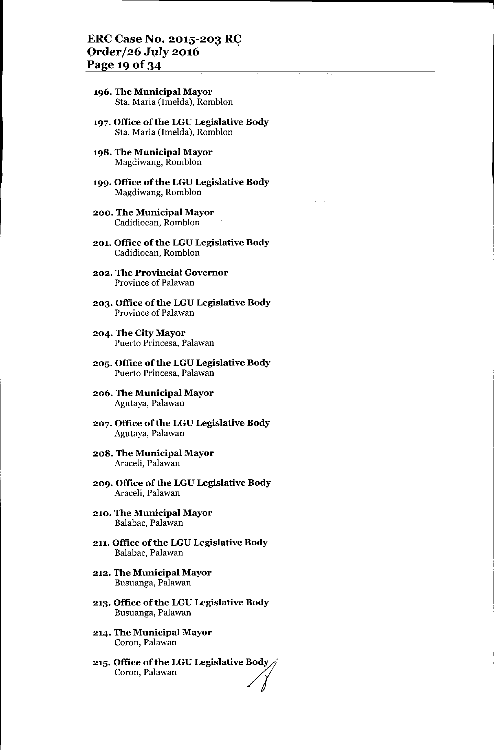196. **The Municipal Mayor**
Sta. Maria (Imelda), Romblon

197. **Office of the LGU Legislative Body**
Sta. Maria (Imelda), Romblon

198. **The Municipal Mayor**
Magdiwang, Romblon

199. **Office of the LGU Legislative Body**
Magdiwang, Romblon

200. **The Municipal Mayor**
Cadidiocan, Romblon

201. **Office of the LGU Legislative Body**
Cadidiocan, Romblon

202. **The Provincial Governor**
Province of Palawan

203. **Office of the LGU Legislative Body**
Province of Palawan

204. **The City Mayor**
Puerto Princesa, Palawan

205. **Office of the LGU Legislative Body**
Puerto Princesa, Palawan

206. **The Municipal Mayor**
Agutaya, Palawan

207. **Office of the LGU Legislative Body**
Agutaya, Palawan

208. **The Municipal Mayor**
Araceli, Palawan

209. **Office of the LGU Legislative Body**
Araceli, Palawan

210. **The Municipal Mayor**
Balabac, Palawan

211. **Office of the LGU Legislative Body**
Balabac, Palawan

212. **The Municipal Mayor**
Busuanga, Palawan

213. **Office of the LGU Legislative Body**
Busuanga, Palawan

214. **The Municipal Mayor**
Coron, Palawan

215. **Office of the LGU Legislative Body**
Coron, Palawan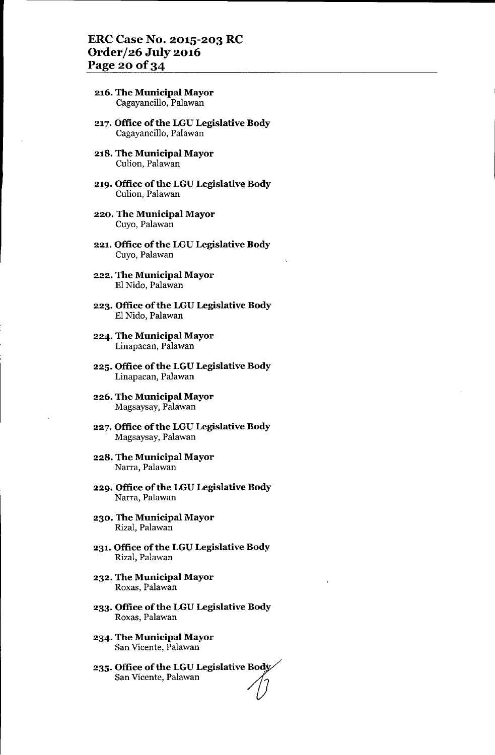216. **The Municipal Mayor**
 Cagayancillo, Palawan

217. **Office of the LGU Legislative Body**
 Cagayancillo, Palawan

218. **The Municipal Mayor**
 Culion, Palawan

219. **Office of the LGU Legislative Body**
 Culion, Palawan

220. **The Municipal Mayor**
 Cuyo, Palawan

221. **Office of the LGU Legislative Body**
 Cuyo, Palawan

222. **The Municipal Mayor**
 El Nido, Palawan

223. **Office of the LGU Legislative Body**
 El Nido, Palawan

224. **The Municipal Mayor**
 Linapacan, Palawan

225. **Office of the LGU Legislative Body**
 Linapacan, Palawan

226. **The Municipal Mayor**
 Magsaysay, Palawan

227. **Office of the LGU Legislative Body**
 Magsaysay, Palawan

228. **The Municipal Mayor**
 Narra, Palawan

229. **Office of the LGU Legislative Body**
 Narra, Palawan

230. **The Municipal Mayor**
 Rizal, Palawan

231. **Office of the LGU Legislative Body**
 Rizal, Palawan

232. **The Municipal Mayor**
 Roxas, Palawan

233. **Office of the LGU Legislative Body**
 Roxas, Palawan

234. **The Municipal Mayor**
 San Vicente, Palawan

235. **Office of the LGU Legislative Body**
 San Vicente, Palawan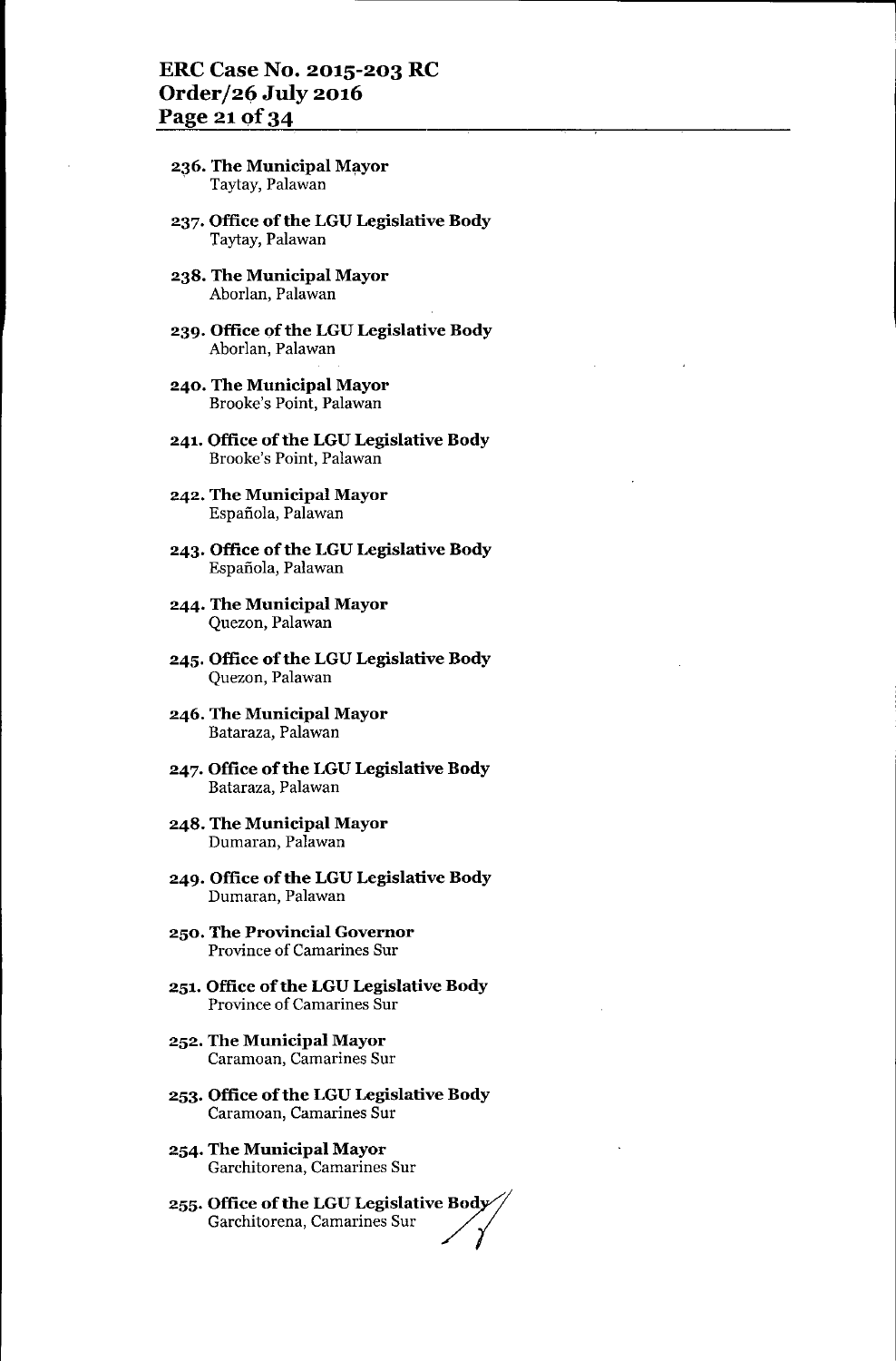236. **The Municipal Mayor**
Taytay, Palawan

237. **Office of the LGU Legislative Body**
Taytay, Palawan

238. **The Municipal Mayor**
Aborlan, Palawan

239. **Office of the LGU Legislative Body**
Aborlan, Palawan

240. **The Municipal Mayor**
Brooke's Point, Palawan

241. **Office of the LGU Legislative Body**
Brooke's Point, Palawan

242. **The Municipal Mayor**
Española, Palawan

243. **Office of the LGU Legislative Body**
Española, Palawan

244. **The Municipal Mayor**
Quezon, Palawan

245. **Office of the LGU Legislative Body**
Quezon, Palawan

246. **The Municipal Mayor**
Bataraza, Palawan

247. **Office of the LGU Legislative Body**
Bataraza, Palawan

248. **The Municipal Mayor**
Dumaran, Palawan

249. **Office of the LGU Legislative Body**
Dumaran, Palawan

250. **The Provincial Governor**
Province of Camarines Sur

251. **Office of the LGU Legislative Body**
Province of Camarines Sur

252. **The Municipal Mayor**
Caramoan, Camarines Sur

253. **Office of the LGU Legislative Body**
Caramoan, Camarines Sur

254. **The Municipal Mayor**
Garchitorena, Camarines Sur

255. **Office of the LGU Legislative Body**
Garchitorena, Camarines Sur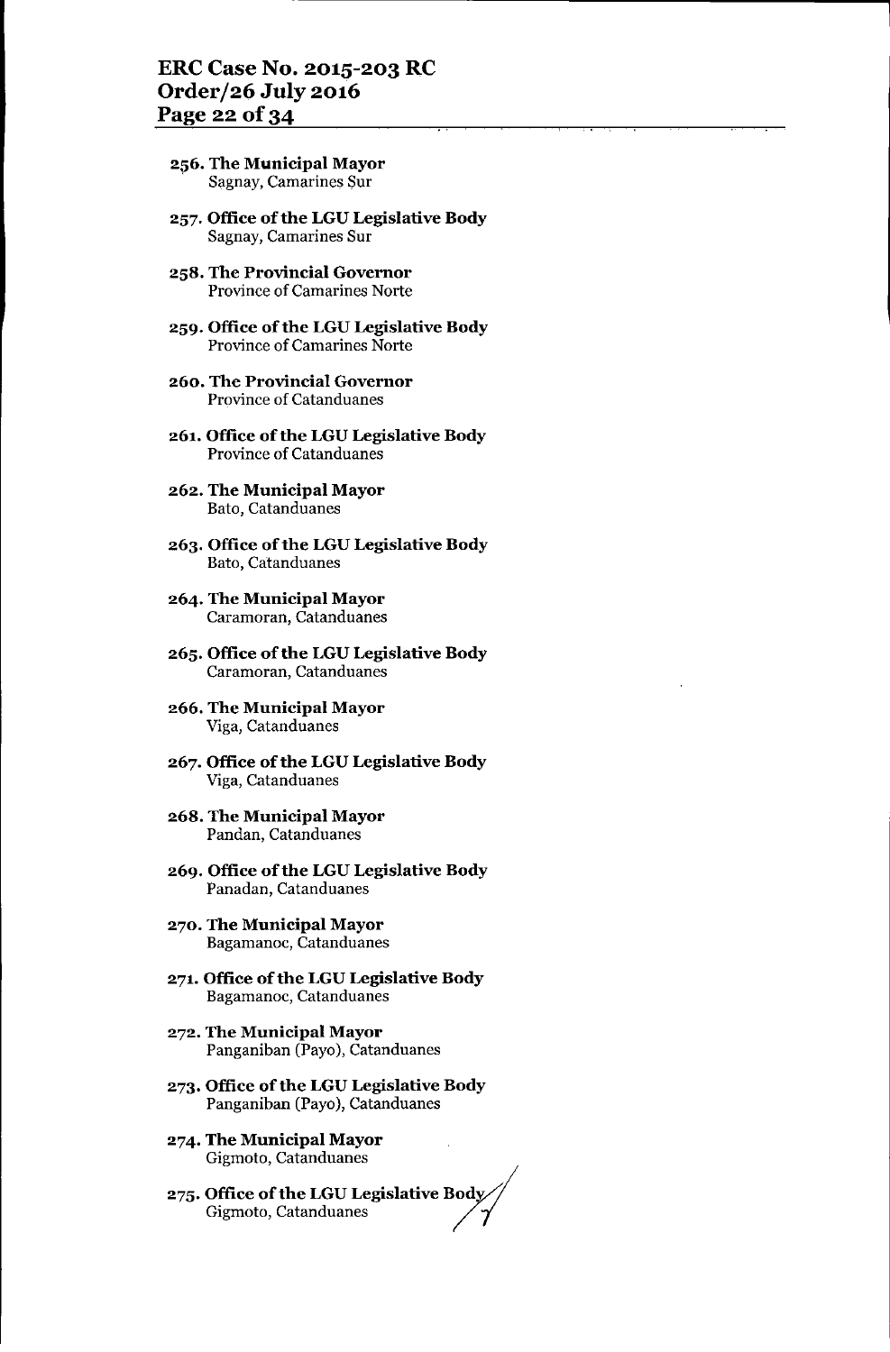256. **The Municipal Mayor**
Sagnay, Camarines Sur

257. **Office of the LGU Legislative Body**
Sagnay, Camarines Sur

258. **The Provincial Governor**
Province of Camarines Norte

259. **Office of the LGU Legislative Body**
Province of Camarines Norte

260. **The Provincial Governor**
Province of Catanduanes

261. **Office of the LGU Legislative Body**
Province of Catanduanes

262. **The Municipal Mayor**
Bato, Catanduanes

263. **Office of the LGU Legislative Body**
Bato, Catanduanes

264. **The Municipal Mayor**
Caramoran, Catanduanes

265. **Office of the LGU Legislative Body**
Caramoran, Catanduanes

266. **The Municipal Mayor**
Viga, Catanduanes

267. **Office of the LGU Legislative Body**
Viga, Catanduanes

268. **The Municipal Mayor**
Pandan, Catanduanes

269. **Office of the LGU Legislative Body**
Panadan, Catanduanes

270. **The Municipal Mayor**
Bagamanoc, Catanduanes

271. **Office of the LGU Legislative Body**
Bagamanoc, Catanduanes

272. **The Municipal Mayor**
Panganiban (Payo), Catanduanes

273. **Office of the LGU Legislative Body**
Panganiban (Payo), Catanduanes

274. **The Municipal Mayor**
Gigmoto, Catanduanes

275. **Office of the LGU Legislative Body**
Gigmoto, Catanduanes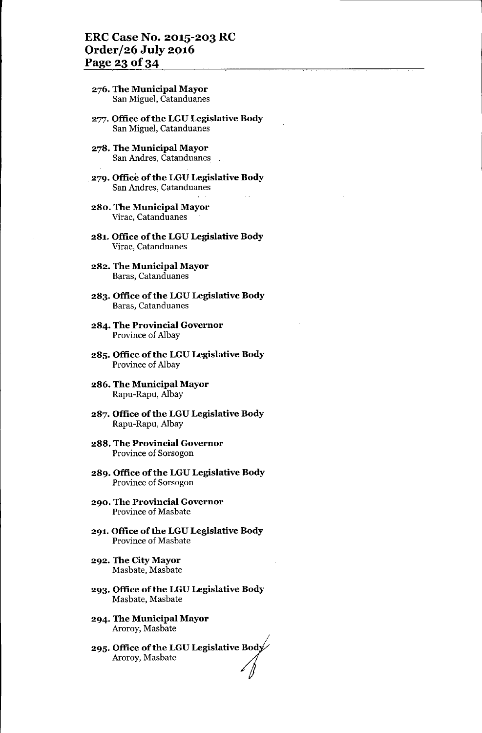276. **The Municipal Mayor**
San Miguel, Catanduanes

277. **Office of the LGU Legislative Body**
San Miguel, Catanduanes

278. **The Municipal Mayor**
San Andres, Catanduanes

279. **Office of the LGU Legislative Body**
San Andres, Catanduanes

280. **The Municipal Mayor**
Virac, Catanduanes

281. **Office of the LGU Legislative Body**
Virac, Catanduanes

282. **The Municipal Mayor**
Baras, Catanduanes

283. **Office of the LGU Legislative Body**
Baras, Catanduanes

284. **The Provincial Governor**
Province of Albay

285. **Office of the LGU Legislative Body**
Province of Albay

286. **The Municipal Mayor**
Rapu-Rapu, Albay

287. **Office of the LGU Legislative Body**
Rapu-Rapu, Albay

288. **The Provincial Governor**
Province of Sorsogon

289. **Office of the LGU Legislative Body**
Province of Sorsogon

290. **The Provincial Governor**
Province of Masbate

291. **Office of the LGU Legislative Body**
Province of Masbate

292. **The City Mayor**
Masbate, Masbate

293. **Office of the LGU Legislative Body**
Masbate, Masbate

294. **The Municipal Mayor**
Aroroy, Masbate

295. **Office of the LGU Legislative Body**
Aroroy, Masbate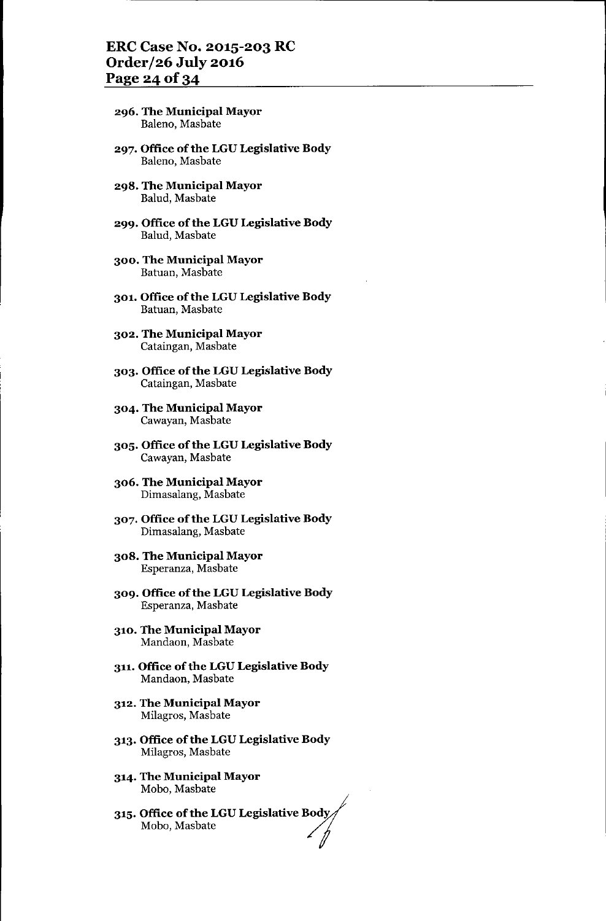296. **The Municipal Mayor**
Baleno, Masbate

297. **Office of the LGU Legislative Body**
Baleno, Masbate

298. **The Municipal Mayor**
Balud, Masbate

299. **Office of the LGU Legislative Body**
Balud, Masbate

300. **The Municipal Mayor**
Batuan, Masbate

301. **Office of the LGU Legislative Body**
Batuan, Masbate

302. **The Municipal Mayor**
Cataingan, Masbate

303. **Office of the LGU Legislative Body**
Cataingan, Masbate

304. **The Municipal Mayor**
Cawayan, Masbate

305. **Office of the LGU Legislative Body**
Cawayan, Masbate

306. **The Municipal Mayor**
Dimasalang, Masbate

307. **Office of the LGU Legislative Body**
Dimasalang, Masbate

308. **The Municipal Mayor**
Esperanza, Masbate

309. **Office of the LGU Legislative Body**
Esperanza, Masbate

310. **The Municipal Mayor**
Mandaon, Masbate

311. **Office of the LGU Legislative Body**
Mandaon, Masbate

312. **The Municipal Mayor**
Milagros, Masbate

313. **Office of the LGU Legislative Body**
Milagros, Masbate

314. **The Municipal Mayor**
Mobo, Masbate

315. **Office of the LGU Legislative Body**
Mobo, Masbate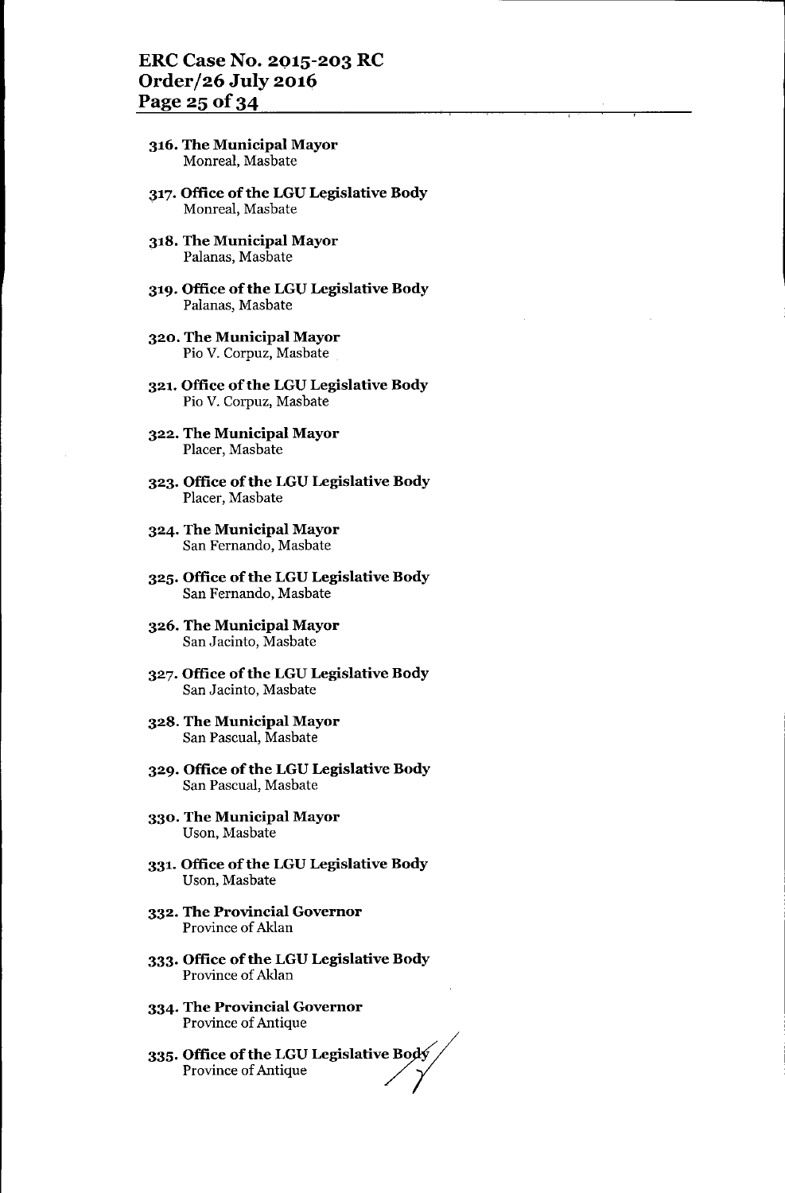316. **The Municipal Mayor**
Monreal, Masbate

317. **Office of the LGU Legislative Body**
Monreal, Masbate

318. **The Municipal Mayor**
Palanas, Masbate

319. **Office of the LGU Legislative Body**
Palanas, Masbate

320. **The Municipal Mayor**
Pio V. Corpuz, Masbate

321. **Office of the LGU Legislative Body**
Pio V. Corpuz, Masbate

322. **The Municipal Mayor**
Placer, Masbate

323. **Office of the LGU Legislative Body**
Placer, Masbate

324. **The Municipal Mayor**
San Fernando, Masbate

325. **Office of the LGU Legislative Body**
San Fernando, Masbate

326. **The Municipal Mayor**
San Jacinto, Masbate

327. **Office of the LGU Legislative Body**
San Jacinto, Masbate

328. **The Municipal Mayor**
San Pascual, Masbate

329. **Office of the LGU Legislative Body**
San Pascual, Masbate

330. **The Municipal Mayor**
Uson, Masbate

331. **Office of the LGU Legislative Body**
Uson, Masbate

332. **The Provincial Governor**
Province of Aklan

333. **Office of the LGU Legislative Body**
Province of Aklan

334. **The Provincial Governor**
Province of Antique

335. **Office of the LGU Legislative Body**
Province of Antique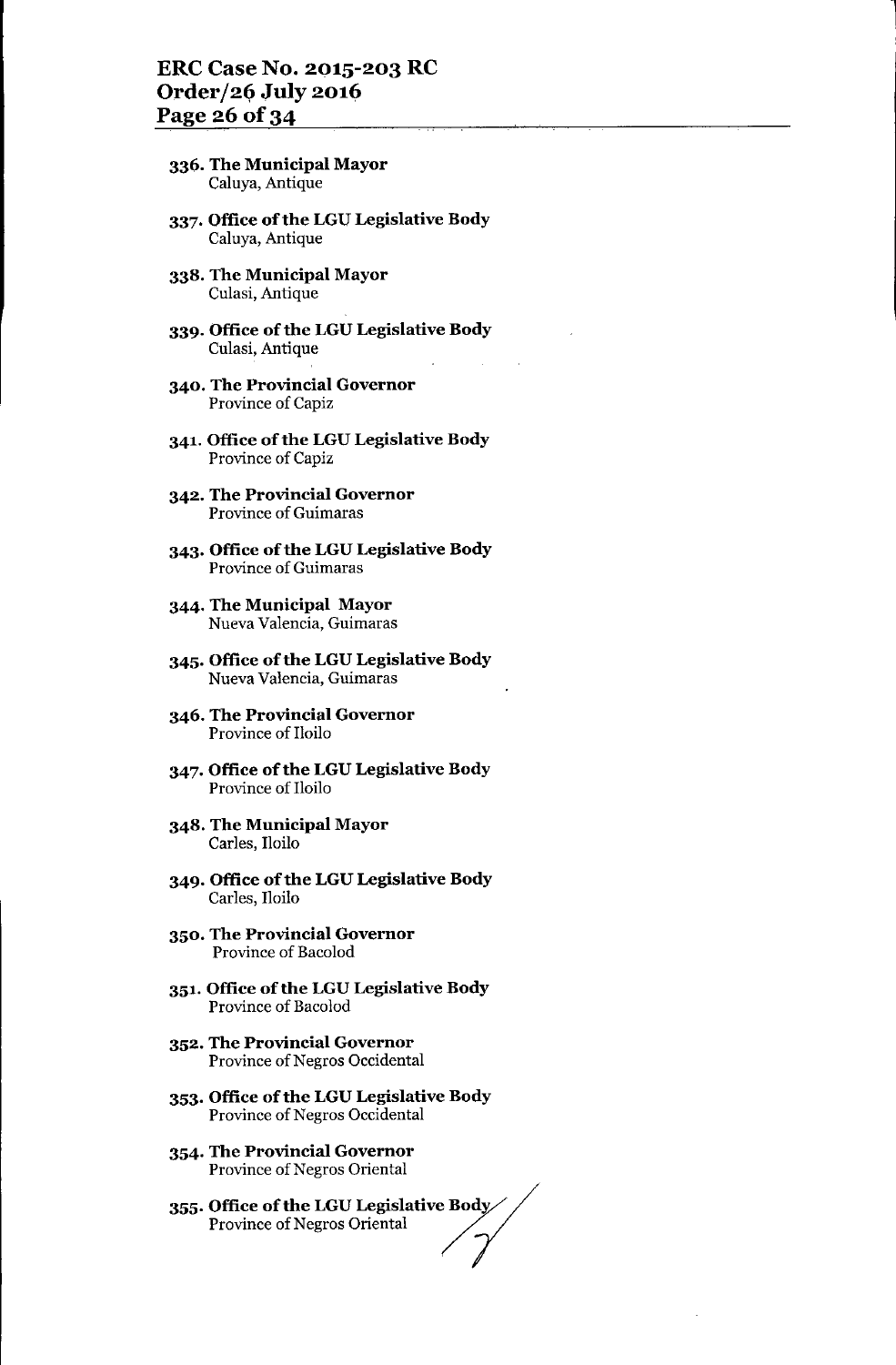336. **The Municipal Mayor**
Caluya, Antique

337. **Office of the LGU Legislative Body**
Caluya, Antique

338. **The Municipal Mayor**
Culasi, Antique

339. **Office of the LGU Legislative Body**
Culasi, Antique

340. **The Provincial Governor**
Province of Capiz

341. **Office of the LGU Legislative Body**
Province of Capiz

342. **The Provincial Governor**
Province of Guimaras

343. **Office of the LGU Legislative Body**
Province of Guimaras

344. **The Municipal Mayor**
Nueva Valencia, Guimaras

345. **Office of the LGU Legislative Body**
Nueva Valencia, Guimaras

346. **The Provincial Governor**
Province of Iloilo

347. **Office of the LGU Legislative Body**
Province of Iloilo

348. **The Municipal Mayor**
Carles, Iloilo

349. **Office of the LGU Legislative Body**
Carles, Iloilo

350. **The Provincial Governor**
Province of Bacolod

351. **Office of the LGU Legislative Body**
Province of Bacolod

352. **The Provincial Governor**
Province of Negros Occidental

353. **Office of the LGU Legislative Body**
Province of Negros Occidental

354. **The Provincial Governor**
Province of Negros Oriental

355. **Office of the LGU Legislative Body**
Province of Negros Oriental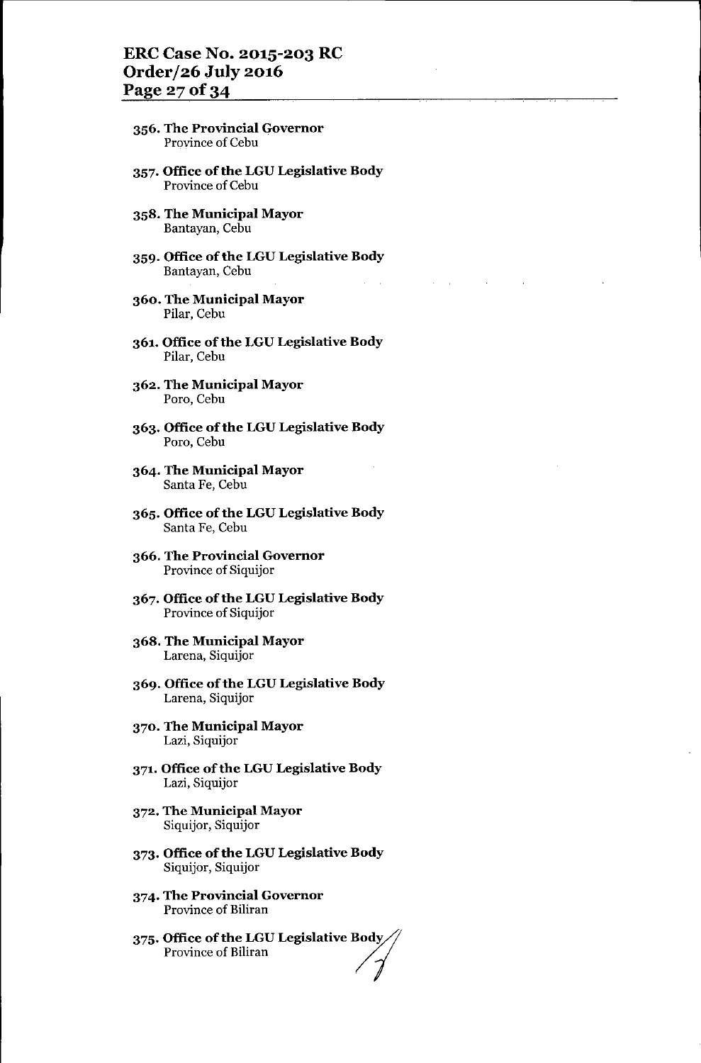356. **The Provincial Governor**
    Province of Cebu

357. **Office of the LGU Legislative Body**
    Province of Cebu

358. **The Municipal Mayor**
    Bantayan, Cebu

359. **Office of the LGU Legislative Body**
    Bantayan, Cebu

360. **The Municipal Mayor**
    Pilar, Cebu

361. **Office of the LGU Legislative Body**
    Pilar, Cebu

362. **The Municipal Mayor**
    Poro, Cebu

363. **Office of the LGU Legislative Body**
    Poro, Cebu

364. **The Municipal Mayor**
    Santa Fe, Cebu

365. **Office of the LGU Legislative Body**
    Santa Fe, Cebu

366. **The Provincial Governor**
    Province of Siquijor

367. **Office of the LGU Legislative Body**
    Province of Siquijor

368. **The Municipal Mayor**
    Larena, Siquijor

369. **Office of the LGU Legislative Body**
    Larena, Siquijor

370. **The Municipal Mayor**
    Lazi, Siquijor

371. **Office of the LGU Legislative Body**
    Lazi, Siquijor

372. **The Municipal Mayor**
    Siquijor, Siquijor

373. **Office of the LGU Legislative Body**
    Siquijor, Siquijor

374. **The Provincial Governor**
    Province of Biliran

375. **Office of the LGU Legislative Body**
    Province of Biliran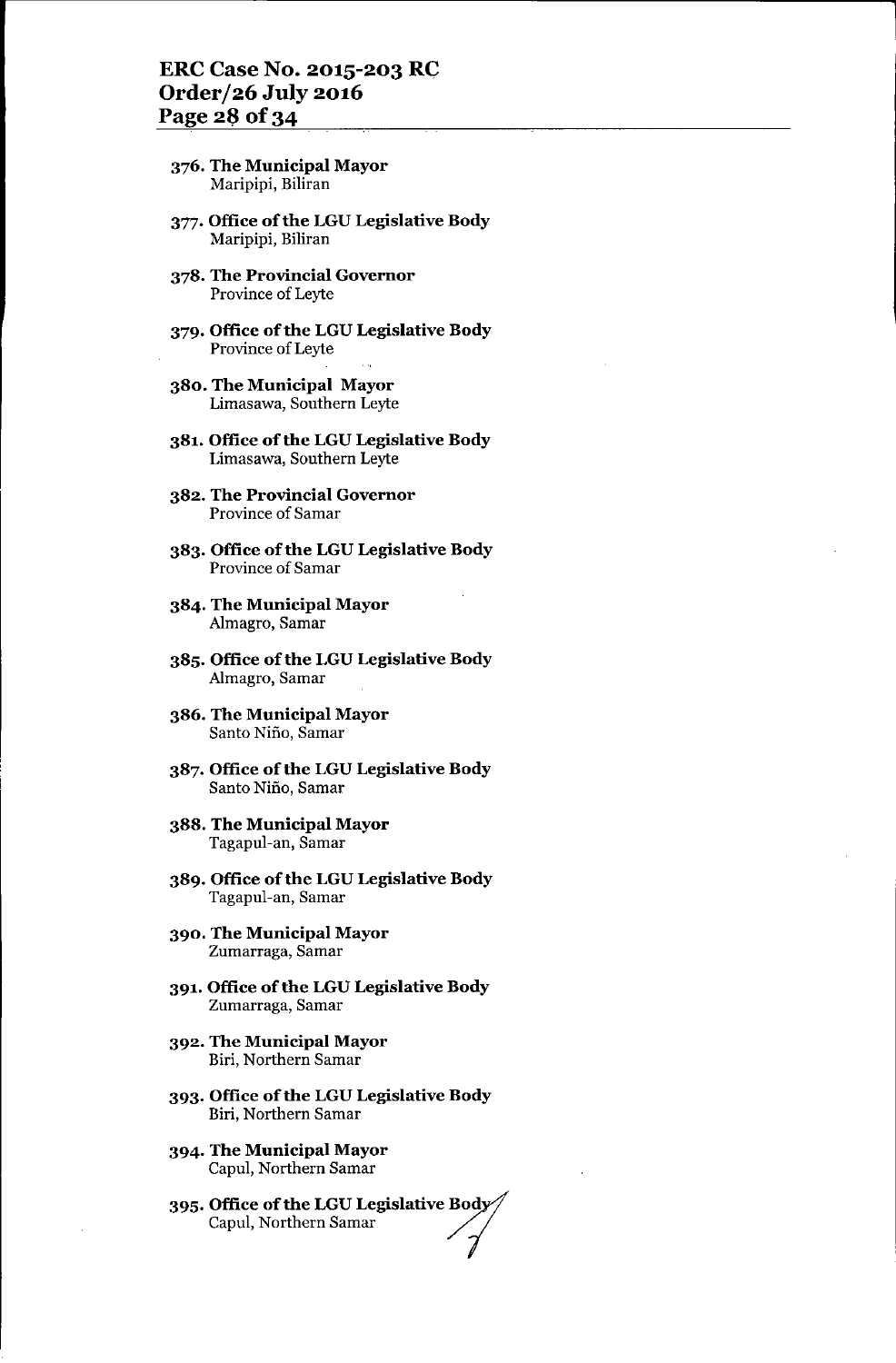376. **The Municipal Mayor**
Maripipi, Biliran

377. **Office of the LGU Legislative Body**
Maripipi, Biliran

378. **The Provincial Governor**
Province of Leyte

379. **Office of the LGU Legislative Body**
Province of Leyte

380. **The Municipal Mayor**
Limasawa, Southern Leyte

381. **Office of the LGU Legislative Body**
Limasawa, Southern Leyte

382. **The Provincial Governor**
Province of Samar

383. **Office of the LGU Legislative Body**
Province of Samar

384. **The Municipal Mayor**
Almagro, Samar

385. **Office of the LGU Legislative Body**
Almagro, Samar

386. **The Municipal Mayor**
Santo Niño, Samar

387. **Office of the LGU Legislative Body**
Santo Niño, Samar

388. **The Municipal Mayor**
Tagapul-an, Samar

389. **Office of the LGU Legislative Body**
Tagapul-an, Samar

390. **The Municipal Mayor**
Zumarraga, Samar

391. **Office of the LGU Legislative Body**
Zumarraga, Samar

392. **The Municipal Mayor**
Biri, Northern Samar

393. **Office of the LGU Legislative Body**
Biri, Northern Samar

394. **The Municipal Mayor**
Capul, Northern Samar

395. **Office of the LGU Legislative Body**
Capul, Northern Samar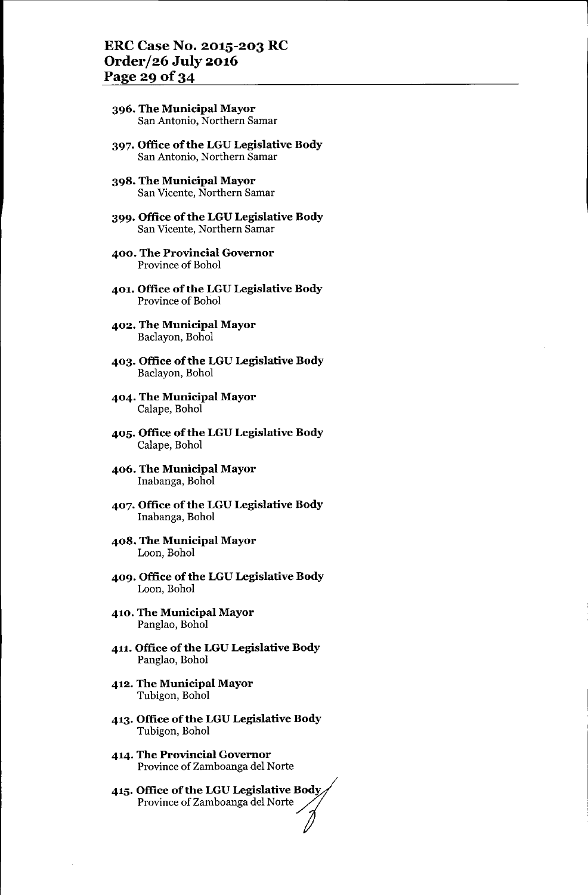396. **The Municipal Mayor**
San Antonio, Northern Samar

397. **Office of the LGU Legislative Body**
San Antonio, Northern Samar

398. **The Municipal Mayor**
San Vicente, Northern Samar

399. **Office of the LGU Legislative Body**
San Vicente, Northern Samar

400. **The Provincial Governor**
Province of Bohol

401. **Office of the LGU Legislative Body**
Province of Bohol

402. **The Municipal Mayor**
Baclayon, Bohol

403. **Office of the LGU Legislative Body**
Baclayon, Bohol

404. **The Municipal Mayor**
Calape, Bohol

405. **Office of the LGU Legislative Body**
Calape, Bohol

406. **The Municipal Mayor**
Inabanga, Bohol

407. **Office of the LGU Legislative Body**
Inabanga, Bohol

408. **The Municipal Mayor**
Loon, Bohol

409. **Office of the LGU Legislative Body**
Loon, Bohol

410. **The Municipal Mayor**
Panglao, Bohol

411. **Office of the LGU Legislative Body**
Panglao, Bohol

412. **The Municipal Mayor**
Tubigon, Bohol

413. **Office of the LGU Legislative Body**
Tubigon, Bohol

414. **The Provincial Governor**
Province of Zamboanga del Norte

415. **Office of the LGU Legislative Body**
Province of Zamboanga del Norte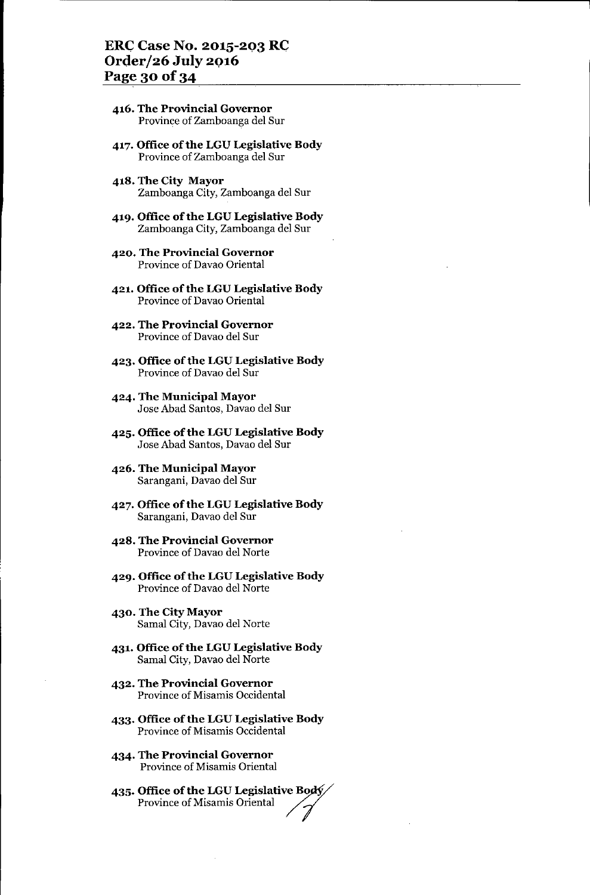**416. The Provincial Governor**
Province of Zamboanga del Sur

**417. Office of the LGU Legislative Body**
Province of Zamboanga del Sur

**418. The City Mayor**
Zamboanga City, Zamboanga del Sur

**419. Office of the LGU Legislative Body**
Zamboanga City, Zamboanga del Sur

**420. The Provincial Governor**
Province of Davao Oriental

**421. Office of the LGU Legislative Body**
Province of Davao Oriental

**422. The Provincial Governor**
Province of Davao del Sur

**423. Office of the LGU Legislative Body**
Province of Davao del Sur

**424. The Municipal Mayor**
Jose Abad Santos, Davao del Sur

**425. Office of the LGU Legislative Body**
Jose Abad Santos, Davao del Sur

**426. The Municipal Mayor**
Sarangani, Davao del Sur

**427. Office of the LGU Legislative Body**
Sarangani, Davao del Sur

**428. The Provincial Governor**
Province of Davao del Norte

**429. Office of the LGU Legislative Body**
Province of Davao del Norte

**430. The City Mayor**
Samal City, Davao del Norte

**431. Office of the LGU Legislative Body**
Samal City, Davao del Norte

**432. The Provincial Governor**
Province of Misamis Occidental

**433. Office of the LGU Legislative Body**
Province of Misamis Occidental

**434. The Provincial Governor**
Province of Misamis Oriental

**435. Office of the LGU Legislative Body**
Province of Misamis Oriental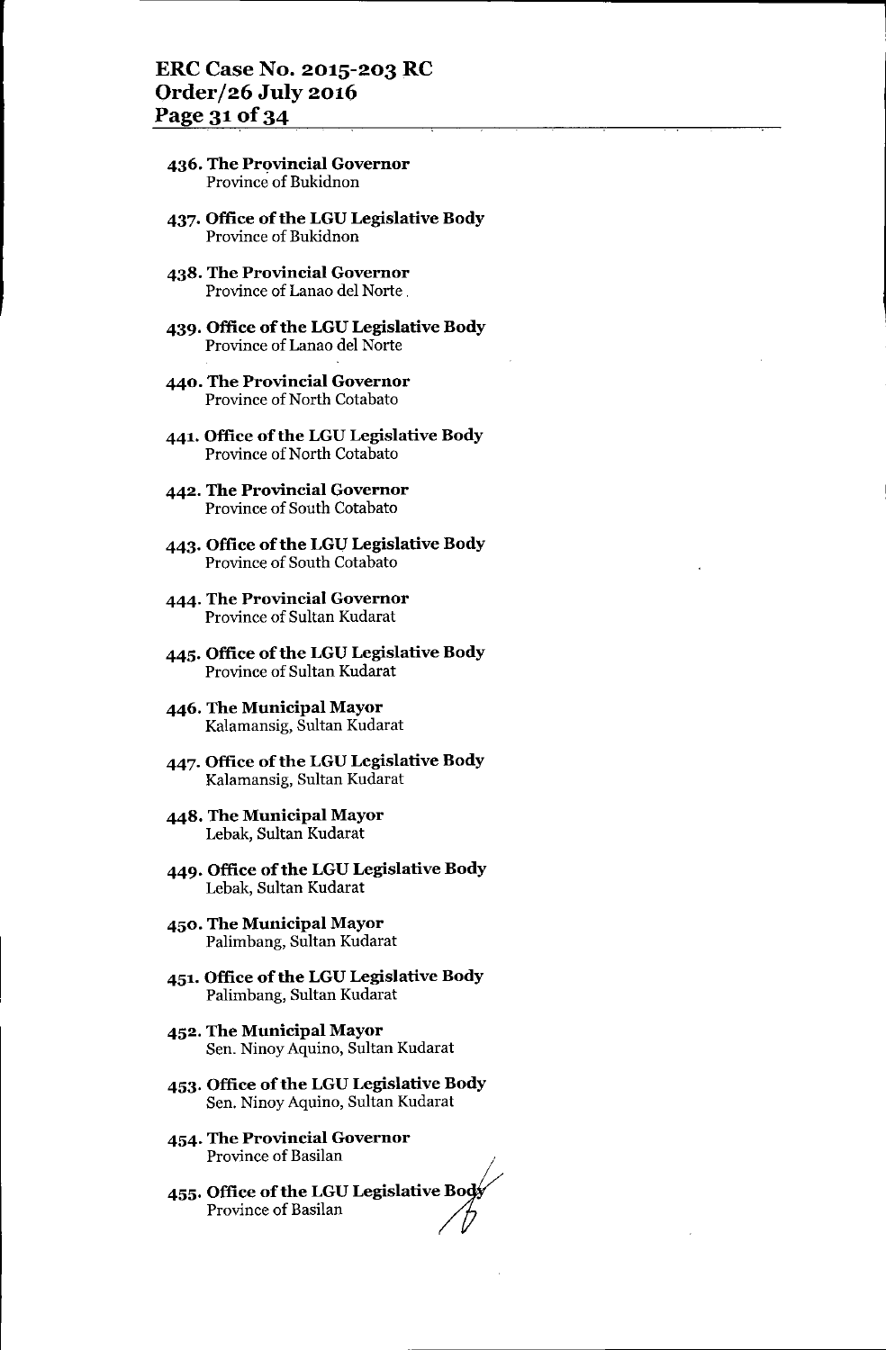436. **The Provincial Governor**
Province of Bukidnon

437. **Office of the LGU Legislative Body**
Province of Bukidnon

438. **The Provincial Governor**
Province of Lanao del Norte

439. **Office of the LGU Legislative Body**
Province of Lanao del Norte

440. **The Provincial Governor**
Province of North Cotabato

441. **Office of the LGU Legislative Body**
Province of North Cotabato

442. **The Provincial Governor**
Province of South Cotabato

443. **Office of the LGU Legislative Body**
Province of South Cotabato

444. **The Provincial Governor**
Province of Sultan Kudarat

445. **Office of the LGU Legislative Body**
Province of Sultan Kudarat

446. **The Municipal Mayor**
Kalamansig, Sultan Kudarat

447. **Office of the LGU Legislative Body**
Kalamansig, Sultan Kudarat

448. **The Municipal Mayor**
Lebak, Sultan Kudarat

449. **Office of the LGU Legislative Body**
Lebak, Sultan Kudarat

450. **The Municipal Mayor**
Palimbang, Sultan Kudarat

451. **Office of the LGU Legislative Body**
Palimbang, Sultan Kudarat

452. **The Municipal Mayor**
Sen. Ninoy Aquino, Sultan Kudarat

453. **Office of the LGU Legislative Body**
Sen. Ninoy Aquino, Sultan Kudarat

454. **The Provincial Governor**
Province of Basilan

455. **Office of the LGU Legislative Body**
Province of Basilan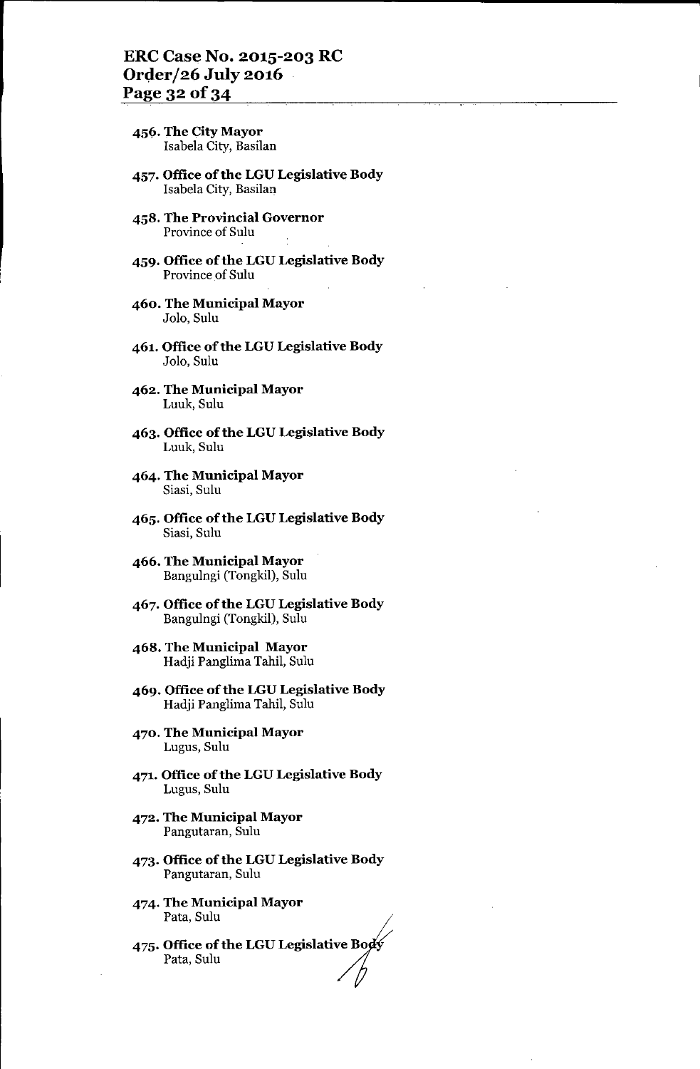456. **The City Mayor**
Isabela City, Basilan

457. **Office of the LGU Legislative Body**
Isabela City, Basilan

458. **The Provincial Governor**
Province of Sulu

459. **Office of the LGU Legislative Body**
Province of Sulu

460. **The Municipal Mayor**
Jolo, Sulu

461. **Office of the LGU Legislative Body**
Jolo, Sulu

462. **The Municipal Mayor**
Luuk, Sulu

463. **Office of the LGU Legislative Body**
Luuk, Sulu

464. **The Municipal Mayor**
Siasi, Sulu

465. **Office of the LGU Legislative Body**
Siasi, Sulu

466. **The Municipal Mayor**
Bangulngi (Tongkil), Sulu

467. **Office of the LGU Legislative Body**
Bangulngi (Tongkil), Sulu

468. **The Municipal Mayor**
Hadji Panglima Tahil, Sulu

469. **Office of the LGU Legislative Body**
Hadji Panglima Tahil, Sulu

470. **The Municipal Mayor**
Lugus, Sulu

471. **Office of the LGU Legislative Body**
Lugus, Sulu

472. **The Municipal Mayor**
Pangutaran, Sulu

473. **Office of the LGU Legislative Body**
Pangutaran, Sulu

474. **The Municipal Mayor**
Pata, Sulu

475. **Office of the LGU Legislative Body**
Pata, Sulu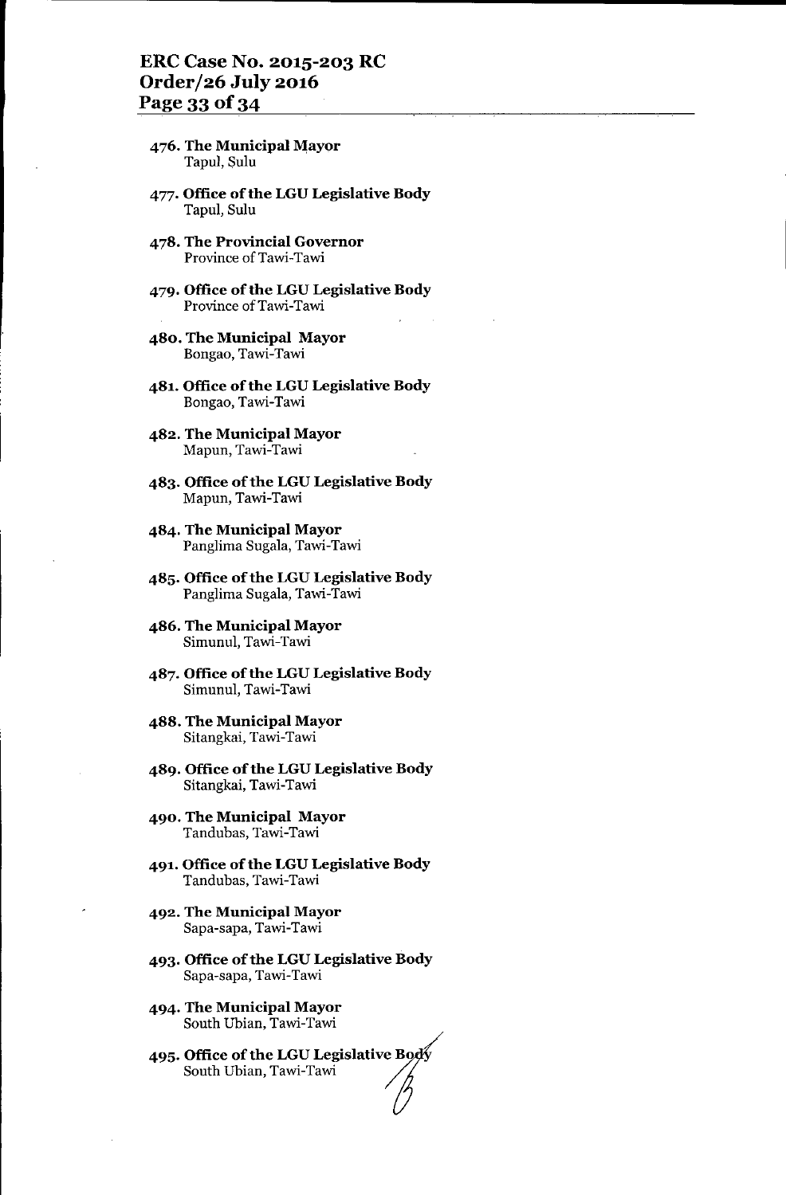476. **The Municipal Mayor**
Tapul, Sulu

477. **Office of the LGU Legislative Body**
Tapul, Sulu

478. **The Provincial Governor**
Province of Tawi-Tawi

479. **Office of the LGU Legislative Body**
Province of Tawi-Tawi

480. **The Municipal Mayor**
Bongao, Tawi-Tawi

481. **Office of the LGU Legislative Body**
Bongao, Tawi-Tawi

482. **The Municipal Mayor**
Mapun, Tawi-Tawi

483. **Office of the LGU Legislative Body**
Mapun, Tawi-Tawi

484. **The Municipal Mayor**
Panglima Sugala, Tawi-Tawi

485. **Office of the LGU Legislative Body**
Panglima Sugala, Tawi-Tawi

486. **The Municipal Mayor**
Simunul, Tawi-Tawi

487. **Office of the LGU Legislative Body**
Simunul, Tawi-Tawi

488. **The Municipal Mayor**
Sitangkai, Tawi-Tawi

489. **Office of the LGU Legislative Body**
Sitangkai, Tawi-Tawi

490. **The Municipal Mayor**
Tandubas, Tawi-Tawi

491. **Office of the LGU Legislative Body**
Tandubas, Tawi-Tawi

492. **The Municipal Mayor**
Sapa-sapa, Tawi-Tawi

493. **Office of the LGU Legislative Body**
Sapa-sapa, Tawi-Tawi

494. **The Municipal Mayor**
South Ubian, Tawi-Tawi

495. **Office of the LGU Legislative Body**
South Ubian, Tawi-Tawi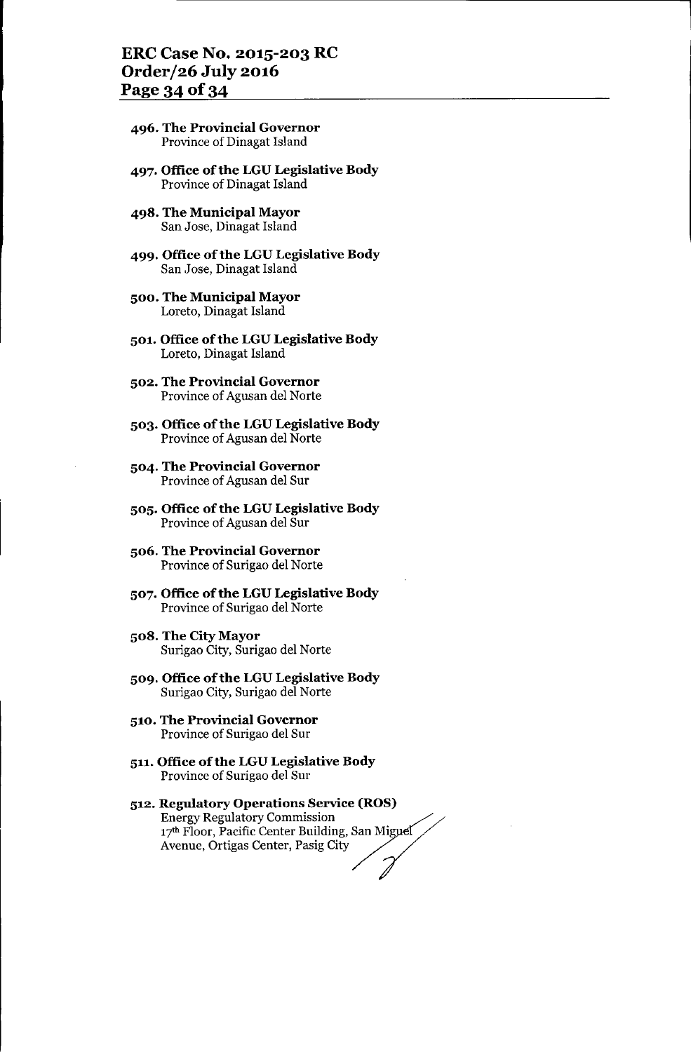496. **The Provincial Governor**
Province of Dinagat Island

497. **Office of the LGU Legislative Body**
Province of Dinagat Island

498. **The Municipal Mayor**
San Jose, Dinagat Island

499. **Office of the LGU Legislative Body**
San Jose, Dinagat Island

500. **The Municipal Mayor**
Loreto, Dinagat Island

501. **Office of the LGU Legislative Body**
Loreto, Dinagat Island

502. **The Provincial Governor**
Province of Agusan del Norte

503. **Office of the LGU Legislative Body**
Province of Agusan del Norte

504. **The Provincial Governor**
Province of Agusan del Sur

505. **Office of the LGU Legislative Body**
Province of Agusan del Sur

506. **The Provincial Governor**
Province of Surigao del Norte

507. **Office of the LGU Legislative Body**
Province of Surigao del Norte

508. **The City Mayor**
Surigao City, Surigao del Norte

509. **Office of the LGU Legislative Body**
Surigao City, Surigao del Norte

510. **The Provincial Governor**
Province of Surigao del Sur

511. **Office of the LGU Legislative Body**
Province of Surigao del Sur

512. **Regulatory Operations Service (ROS)**
Energy Regulatory Commission
17th Floor, Pacific Center Building, San Miguel Avenue, Ortigas Center, Pasig City